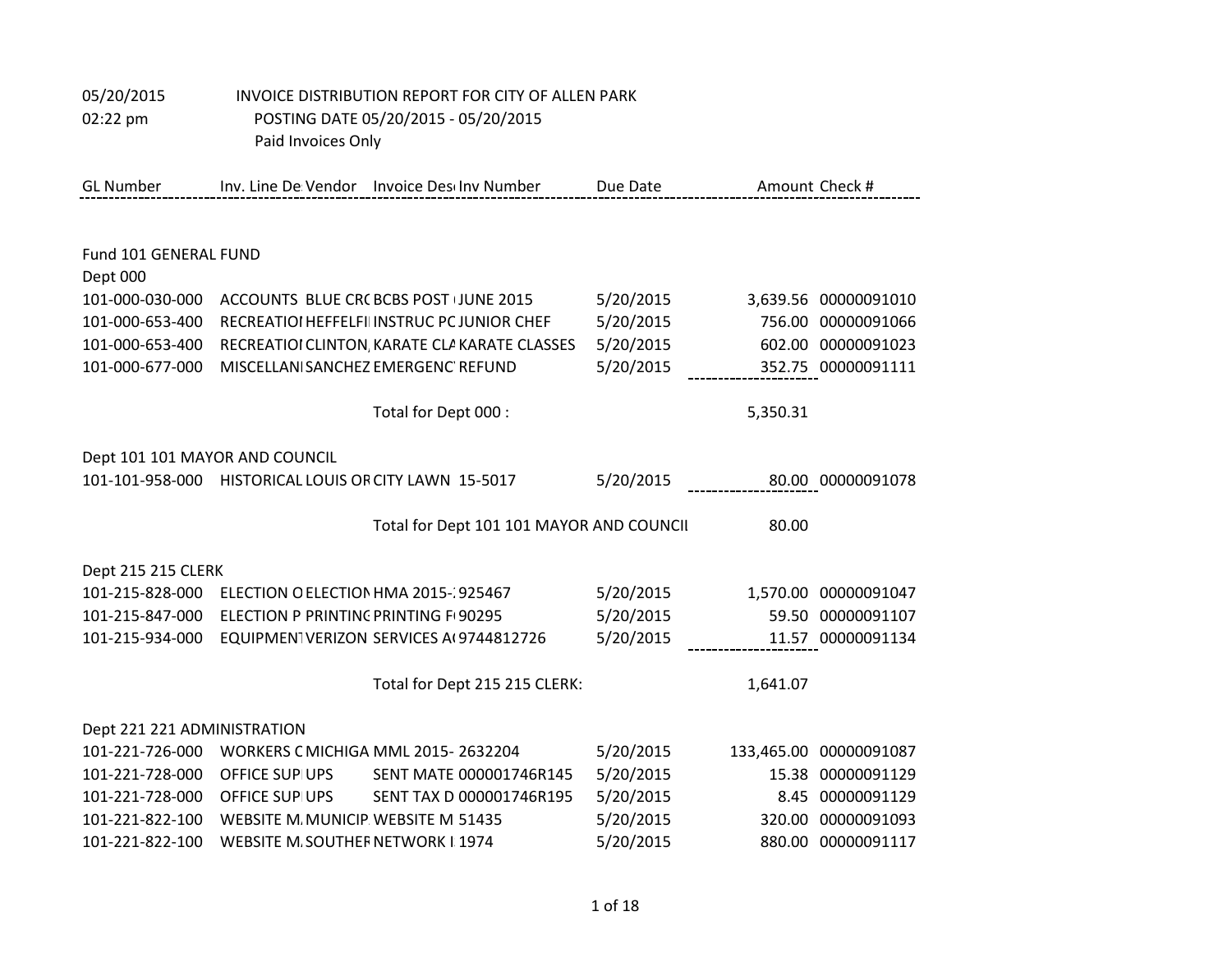05/20/2015 INVOICE DISTRIBUTION REPORT FOR CITY OF ALLEN PARK
02:22 pm POSTING DATE 05/20/2015 - 05/20/2015
Paid Invoices Only

| GL Number | Inv. Line De | Vendor | Invoice Des | Inv Number | Due Date | Amount | Check # |
|---|---|---|---|---|---|---|---|
| Fund 101 GENERAL FUND | | | | | | | |
| Dept 000 | | | | | | | |
| 101-000-030-000 | ACCOUNTS | BLUE CR( | BCBS POST ( | JUNE 2015 | 5/20/2015 | 3,639.56 | 00000091010 |
| 101-000-653-400 | RECREATIOI | HEFFELFII | INSTRUC PC | JUNIOR CHEF | 5/20/2015 | 756.00 | 00000091066 |
| 101-000-653-400 | RECREATIOI | CLINTON, | KARATE CLA | KARATE CLASSES | 5/20/2015 | 602.00 | 00000091023 |
| 101-000-677-000 | MISCELLANI | SANCHEZ | EMERGENC | REFUND | 5/20/2015 | 352.75 | 00000091111 |
| | | | Total for Dept 000 : | | | 5,350.31 | |
| Dept 101 101 MAYOR AND COUNCIL | | | | | | | |
| 101-101-958-000 | HISTORICAL | LOUIS OR | CITY LAWN | 15-5017 | 5/20/2015 | 80.00 | 00000091078 |
| | | | Total for Dept 101 101 MAYOR AND COUNCIL | | | 80.00 | |
| Dept 215 215 CLERK | | | | | | | |
| 101-215-828-000 | ELECTION O | ELECTION | HMA 2015-: | 925467 | 5/20/2015 | 1,570.00 | 00000091047 |
| 101-215-847-000 | ELECTION P | PRINTING | PRINTING F( | 90295 | 5/20/2015 | 59.50 | 00000091107 |
| 101-215-934-000 | EQUIPMENT | VERIZON | SERVICES A( | 9744812726 | 5/20/2015 | 11.57 | 00000091134 |
| | | | Total for Dept 215 215 CLERK: | | | 1,641.07 | |
| Dept 221 221 ADMINISTRATION | | | | | | | |
| 101-221-726-000 | WORKERS C | MICHIGA | MML 2015- | 2632204 | 5/20/2015 | 133,465.00 | 00000091087 |
| 101-221-728-000 | OFFICE SUP | UPS | SENT MATE | 000001746R145 | 5/20/2015 | 15.38 | 00000091129 |
| 101-221-728-000 | OFFICE SUP | UPS | SENT TAX D | 000001746R195 | 5/20/2015 | 8.45 | 00000091129 |
| 101-221-822-100 | WEBSITE M. | MUNICIP. | WEBSITE M | 51435 | 5/20/2015 | 320.00 | 00000091093 |
| 101-221-822-100 | WEBSITE M. | SOUTHER | NETWORK I | 1974 | 5/20/2015 | 880.00 | 00000091117 |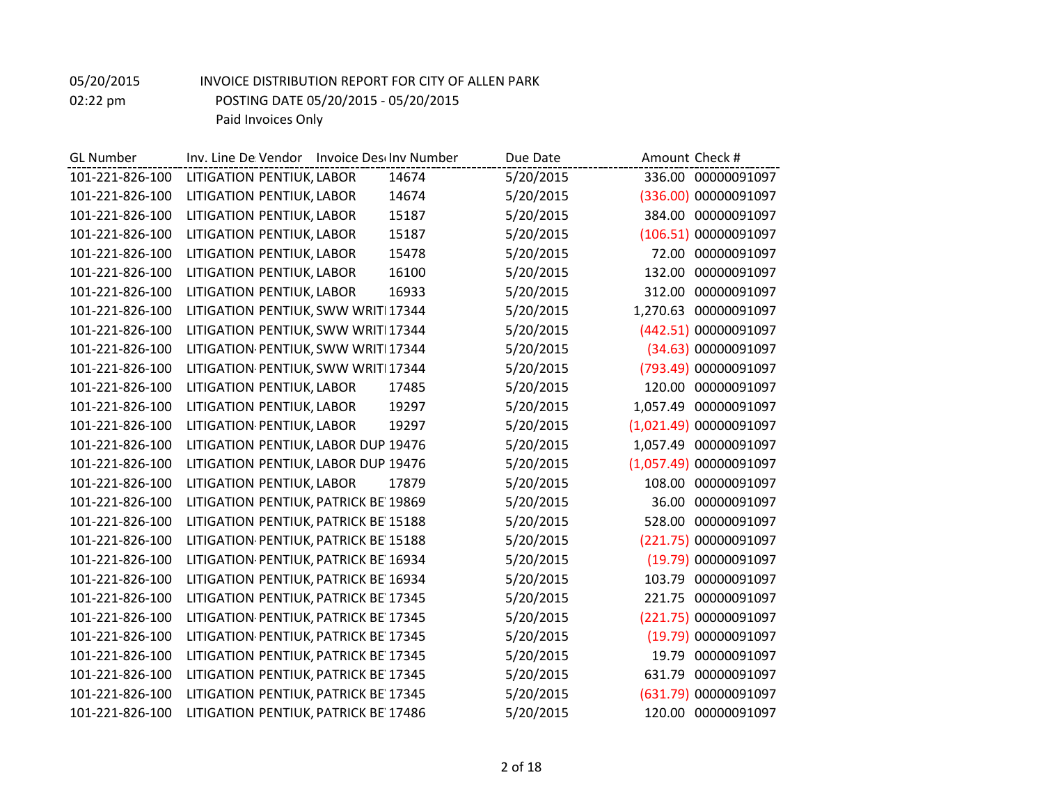05/20/2015 INVOICE DISTRIBUTION REPORT FOR CITY OF ALLEN PARK

02:22 pm POSTING DATE 05/20/2015 - 05/20/2015

Paid Invoices Only

| GL Number | Inv. Line De | Vendor | Invoice Des | Inv Number | Due Date | Amount | Check # |
|---|---|---|---|---|---|---|---|
| 101-221-826-100 | LITIGATION | PENTIUK, | LABOR | 14674 | 5/20/2015 | 336.00 | 00000091097 |
| 101-221-826-100 | LITIGATION | PENTIUK, | LABOR | 14674 | 5/20/2015 | (336.00) | 00000091097 |
| 101-221-826-100 | LITIGATION | PENTIUK, | LABOR | 15187 | 5/20/2015 | 384.00 | 00000091097 |
| 101-221-826-100 | LITIGATION | PENTIUK, | LABOR | 15187 | 5/20/2015 | (106.51) | 00000091097 |
| 101-221-826-100 | LITIGATION | PENTIUK, | LABOR | 15478 | 5/20/2015 | 72.00 | 00000091097 |
| 101-221-826-100 | LITIGATION | PENTIUK, | LABOR | 16100 | 5/20/2015 | 132.00 | 00000091097 |
| 101-221-826-100 | LITIGATION | PENTIUK, | LABOR | 16933 | 5/20/2015 | 312.00 | 00000091097 |
| 101-221-826-100 | LITIGATION | PENTIUK, | SWW WRITI | 17344 | 5/20/2015 | 1,270.63 | 00000091097 |
| 101-221-826-100 | LITIGATION | PENTIUK, | SWW WRITI | 17344 | 5/20/2015 | (442.51) | 00000091097 |
| 101-221-826-100 | LITIGATION | PENTIUK, | SWW WRITI | 17344 | 5/20/2015 | (34.63) | 00000091097 |
| 101-221-826-100 | LITIGATION | PENTIUK, | SWW WRITI | 17344 | 5/20/2015 | (793.49) | 00000091097 |
| 101-221-826-100 | LITIGATION | PENTIUK, | LABOR | 17485 | 5/20/2015 | 120.00 | 00000091097 |
| 101-221-826-100 | LITIGATION | PENTIUK, | LABOR | 19297 | 5/20/2015 | 1,057.49 | 00000091097 |
| 101-221-826-100 | LITIGATION | PENTIUK, | LABOR | 19297 | 5/20/2015 | (1,021.49) | 00000091097 |
| 101-221-826-100 | LITIGATION | PENTIUK, | LABOR DUP | 19476 | 5/20/2015 | 1,057.49 | 00000091097 |
| 101-221-826-100 | LITIGATION | PENTIUK, | LABOR DUP | 19476 | 5/20/2015 | (1,057.49) | 00000091097 |
| 101-221-826-100 | LITIGATION | PENTIUK, | LABOR | 17879 | 5/20/2015 | 108.00 | 00000091097 |
| 101-221-826-100 | LITIGATION | PENTIUK, | PATRICK BE | 19869 | 5/20/2015 | 36.00 | 00000091097 |
| 101-221-826-100 | LITIGATION | PENTIUK, | PATRICK BE | 15188 | 5/20/2015 | 528.00 | 00000091097 |
| 101-221-826-100 | LITIGATION | PENTIUK, | PATRICK BE | 15188 | 5/20/2015 | (221.75) | 00000091097 |
| 101-221-826-100 | LITIGATION | PENTIUK, | PATRICK BE | 16934 | 5/20/2015 | (19.79) | 00000091097 |
| 101-221-826-100 | LITIGATION | PENTIUK, | PATRICK BE | 16934 | 5/20/2015 | 103.79 | 00000091097 |
| 101-221-826-100 | LITIGATION | PENTIUK, | PATRICK BE | 17345 | 5/20/2015 | 221.75 | 00000091097 |
| 101-221-826-100 | LITIGATION | PENTIUK, | PATRICK BE | 17345 | 5/20/2015 | (221.75) | 00000091097 |
| 101-221-826-100 | LITIGATION | PENTIUK, | PATRICK BE | 17345 | 5/20/2015 | (19.79) | 00000091097 |
| 101-221-826-100 | LITIGATION | PENTIUK, | PATRICK BE | 17345 | 5/20/2015 | 19.79 | 00000091097 |
| 101-221-826-100 | LITIGATION | PENTIUK, | PATRICK BE | 17345 | 5/20/2015 | 631.79 | 00000091097 |
| 101-221-826-100 | LITIGATION | PENTIUK, | PATRICK BE | 17345 | 5/20/2015 | (631.79) | 00000091097 |
| 101-221-826-100 | LITIGATION | PENTIUK, | PATRICK BE | 17486 | 5/20/2015 | 120.00 | 00000091097 |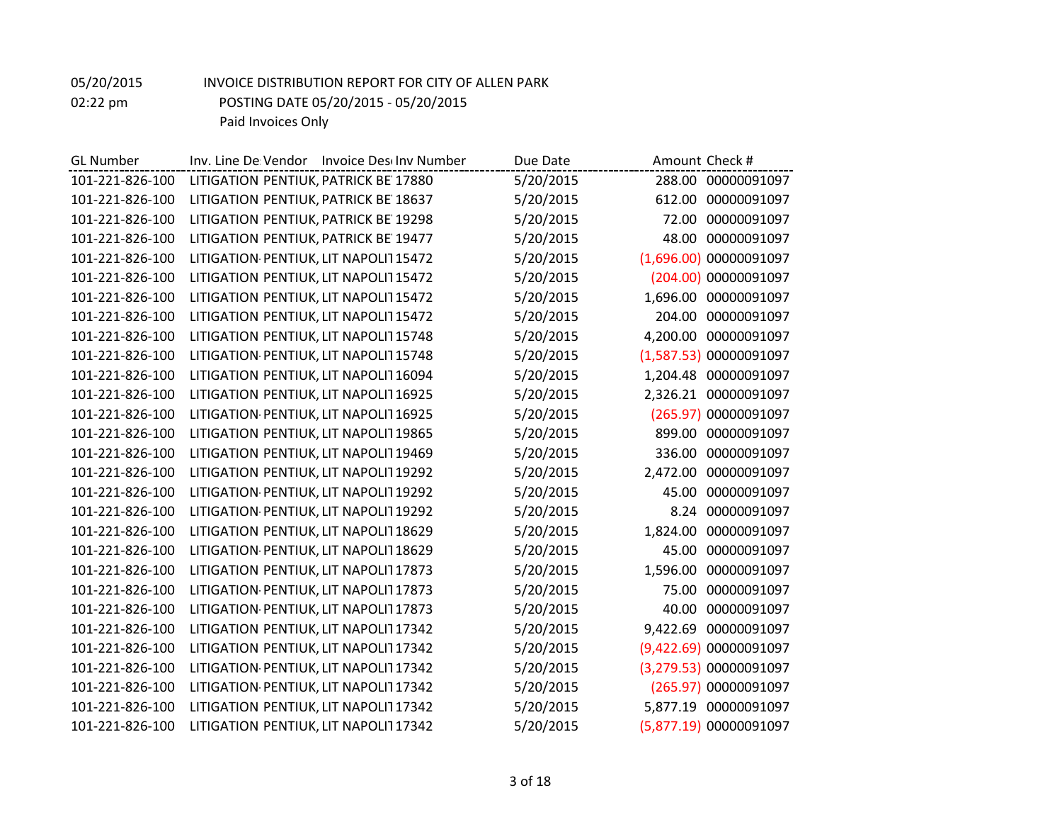05/20/2015 INVOICE DISTRIBUTION REPORT FOR CITY OF ALLEN PARK

02:22 pm POSTING DATE 05/20/2015 - 05/20/2015

Paid Invoices Only

| GL Number | Inv. Line De | Vendor | Invoice Des | Inv Number | Due Date | Amount | Check # |
|---|---|---|---|---|---|---|---|
| 101-221-826-100 | LITIGATION | PENTIUK, | PATRICK BE | 17880 | 5/20/2015 | 288.00 | 00000091097 |
| 101-221-826-100 | LITIGATION | PENTIUK, | PATRICK BE | 18637 | 5/20/2015 | 612.00 | 00000091097 |
| 101-221-826-100 | LITIGATION | PENTIUK, | PATRICK BE | 19298 | 5/20/2015 | 72.00 | 00000091097 |
| 101-221-826-100 | LITIGATION | PENTIUK, | PATRICK BE | 19477 | 5/20/2015 | 48.00 | 00000091097 |
| 101-221-826-100 | LITIGATION- | PENTIUK, | LIT NAPOLI | 15472 | 5/20/2015 | (1,696.00) | 00000091097 |
| 101-221-826-100 | LITIGATION | PENTIUK, | LIT NAPOLI | 15472 | 5/20/2015 | (204.00) | 00000091097 |
| 101-221-826-100 | LITIGATION | PENTIUK, | LIT NAPOLI | 15472 | 5/20/2015 | 1,696.00 | 00000091097 |
| 101-221-826-100 | LITIGATION | PENTIUK, | LIT NAPOLI | 15472 | 5/20/2015 | 204.00 | 00000091097 |
| 101-221-826-100 | LITIGATION | PENTIUK, | LIT NAPOLI | 15748 | 5/20/2015 | 4,200.00 | 00000091097 |
| 101-221-826-100 | LITIGATION- | PENTIUK, | LIT NAPOLI | 15748 | 5/20/2015 | (1,587.53) | 00000091097 |
| 101-221-826-100 | LITIGATION | PENTIUK, | LIT NAPOLI | 16094 | 5/20/2015 | 1,204.48 | 00000091097 |
| 101-221-826-100 | LITIGATION | PENTIUK, | LIT NAPOLI | 16925 | 5/20/2015 | 2,326.21 | 00000091097 |
| 101-221-826-100 | LITIGATION- | PENTIUK, | LIT NAPOLI | 16925 | 5/20/2015 | (265.97) | 00000091097 |
| 101-221-826-100 | LITIGATION | PENTIUK, | LIT NAPOLI | 19865 | 5/20/2015 | 899.00 | 00000091097 |
| 101-221-826-100 | LITIGATION | PENTIUK, | LIT NAPOLI | 19469 | 5/20/2015 | 336.00 | 00000091097 |
| 101-221-826-100 | LITIGATION | PENTIUK, | LIT NAPOLI | 19292 | 5/20/2015 | 2,472.00 | 00000091097 |
| 101-221-826-100 | LITIGATION- | PENTIUK, | LIT NAPOLI | 19292 | 5/20/2015 | 45.00 | 00000091097 |
| 101-221-826-100 | LITIGATION- | PENTIUK, | LIT NAPOLI | 19292 | 5/20/2015 | 8.24 | 00000091097 |
| 101-221-826-100 | LITIGATION | PENTIUK, | LIT NAPOLI | 18629 | 5/20/2015 | 1,824.00 | 00000091097 |
| 101-221-826-100 | LITIGATION- | PENTIUK, | LIT NAPOLI | 18629 | 5/20/2015 | 45.00 | 00000091097 |
| 101-221-826-100 | LITIGATION | PENTIUK, | LIT NAPOLI | 17873 | 5/20/2015 | 1,596.00 | 00000091097 |
| 101-221-826-100 | LITIGATION- | PENTIUK, | LIT NAPOLI | 17873 | 5/20/2015 | 75.00 | 00000091097 |
| 101-221-826-100 | LITIGATION- | PENTIUK, | LIT NAPOLI | 17873 | 5/20/2015 | 40.00 | 00000091097 |
| 101-221-826-100 | LITIGATION | PENTIUK, | LIT NAPOLI | 17342 | 5/20/2015 | 9,422.69 | 00000091097 |
| 101-221-826-100 | LITIGATION | PENTIUK, | LIT NAPOLI | 17342 | 5/20/2015 | (9,422.69) | 00000091097 |
| 101-221-826-100 | LITIGATION- | PENTIUK, | LIT NAPOLI | 17342 | 5/20/2015 | (3,279.53) | 00000091097 |
| 101-221-826-100 | LITIGATION- | PENTIUK, | LIT NAPOLI | 17342 | 5/20/2015 | (265.97) | 00000091097 |
| 101-221-826-100 | LITIGATION | PENTIUK, | LIT NAPOLI | 17342 | 5/20/2015 | 5,877.19 | 00000091097 |
| 101-221-826-100 | LITIGATION | PENTIUK, | LIT NAPOLI | 17342 | 5/20/2015 | (5,877.19) | 00000091097 |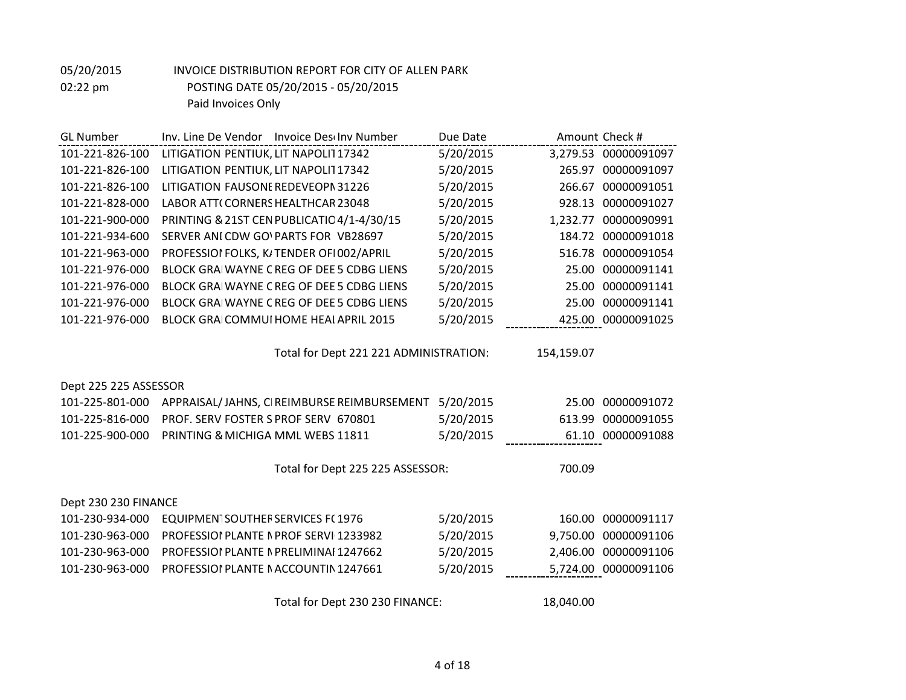05/20/2015 INVOICE DISTRIBUTION REPORT FOR CITY OF ALLEN PARK
02:22 pm POSTING DATE 05/20/2015 - 05/20/2015
Paid Invoices Only

| GL Number | Inv. Line De | Vendor | Invoice Desc | Inv Number | Due Date | Amount | Check # |
|---|---|---|---|---|---|---|---|
| 101-221-826-100 | LITIGATION | PENTIUK, | LIT NAPOLIT | 17342 | 5/20/2015 | 3,279.53 | 00000091097 |
| 101-221-826-100 | LITIGATION | PENTIUK, | LIT NAPOLIT | 17342 | 5/20/2015 | 265.97 | 00000091097 |
| 101-221-826-100 | LITIGATION | FAUSONE | REDEVEOPN | 31226 | 5/20/2015 | 266.67 | 00000091051 |
| 101-221-828-000 | LABOR ATT( | CORNERS | HEALTHCAR | 23048 | 5/20/2015 | 928.13 | 00000091027 |
| 101-221-900-000 | PRINTING & | 21ST CEN | PUBLICATIC | 4/1-4/30/15 | 5/20/2015 | 1,232.77 | 00000090991 |
| 101-221-934-600 | SERVER ANI | CDW GOV | PARTS FOR | VB28697 | 5/20/2015 | 184.72 | 00000091018 |
| 101-221-963-000 | PROFESSIOI | FOLKS, K/ | TENDER OFI | 002/APRIL | 5/20/2015 | 516.78 | 00000091054 |
| 101-221-976-000 | BLOCK GRAI | WAYNE C | REG OF DEE | 5 CDBG LIENS | 5/20/2015 | 25.00 | 00000091141 |
| 101-221-976-000 | BLOCK GRAI | WAYNE C | REG OF DEE | 5 CDBG LIENS | 5/20/2015 | 25.00 | 00000091141 |
| 101-221-976-000 | BLOCK GRAI | WAYNE C | REG OF DEE | 5 CDBG LIENS | 5/20/2015 | 25.00 | 00000091141 |
| 101-221-976-000 | BLOCK GRAI | COMMUI | HOME HEAI | APRIL 2015 | 5/20/2015 | 425.00 | 00000091025 |
| | | | Total for Dept 221 221 ADMINISTRATION: | | | 154,159.07 | |

Dept 225 225 ASSESSOR

| GL Number | Inv. Line De | Vendor | Invoice Desc | Inv Number | Due Date | Amount | Check # |
|---|---|---|---|---|---|---|---|
| 101-225-801-000 | APPRAISAL/ | JAHNS, C | REIMBURSE | REIMBURSEMENT | 5/20/2015 | 25.00 | 00000091072 |
| 101-225-816-000 | PROF. SERV | FOSTER S | PROF SERV | 670801 | 5/20/2015 | 613.99 | 00000091055 |
| 101-225-900-000 | PRINTING & | MICHIGA | MML WEBS | 11811 | 5/20/2015 | 61.10 | 00000091088 |
| | | | Total for Dept 225 225 ASSESSOR: | | | 700.09 | |

Dept 230 230 FINANCE

| GL Number | Inv. Line De | Vendor | Invoice Desc | Inv Number | Due Date | Amount | Check # |
|---|---|---|---|---|---|---|---|
| 101-230-934-000 | EQUIPMENT | SOUTHEF | SERVICES F( | 1976 | 5/20/2015 | 160.00 | 00000091117 |
| 101-230-963-000 | PROFESSIOI | PLANTE N | PROF SERVI | 1233982 | 5/20/2015 | 9,750.00 | 00000091106 |
| 101-230-963-000 | PROFESSIOI | PLANTE N | PRELIMINAI | 1247662 | 5/20/2015 | 2,406.00 | 00000091106 |
| 101-230-963-000 | PROFESSIOI | PLANTE N | ACCOUNTIN | 1247661 | 5/20/2015 | 5,724.00 | 00000091106 |
| | | | Total for Dept 230 230 FINANCE: | | | 18,040.00 | |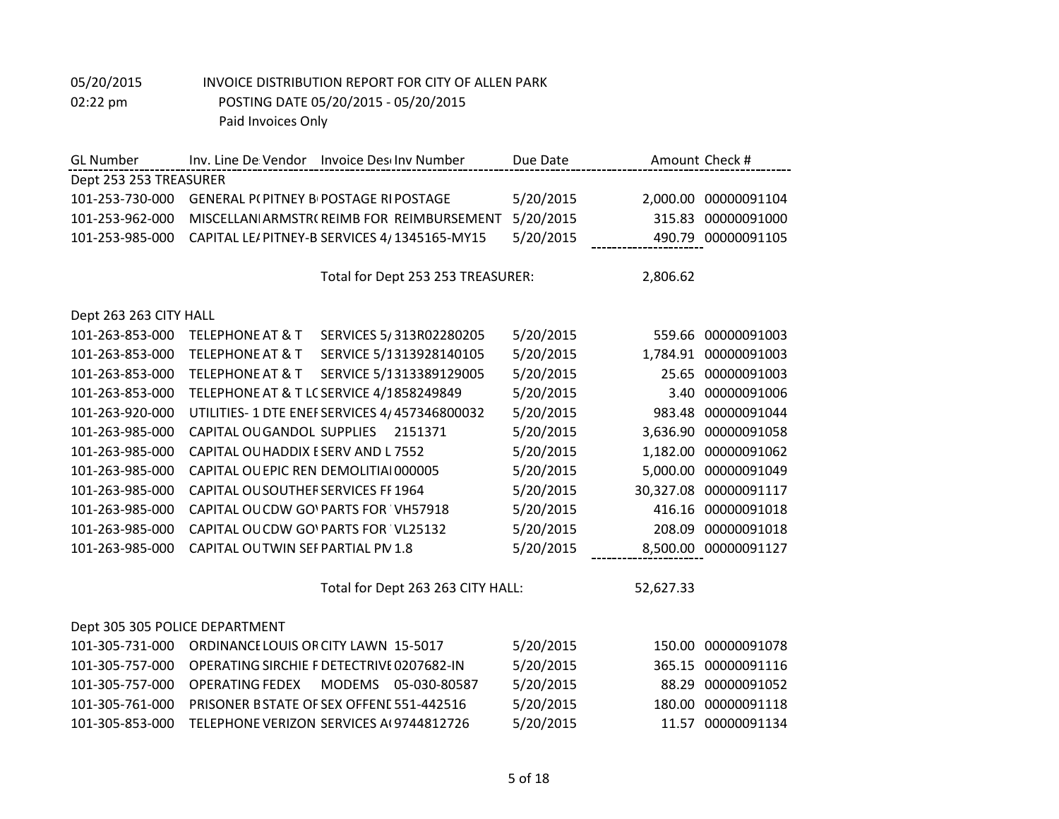05/20/2015 INVOICE DISTRIBUTION REPORT FOR CITY OF ALLEN PARK
02:22 pm POSTING DATE 05/20/2015 - 05/20/2015
Paid Invoices Only

| GL Number | Inv. Line De | Vendor | Invoice Desc | Inv Number | Due Date | Amount | Check # |
|---|---|---|---|---|---|---|---|
| Dept 253 253 TREASURER | | | | | | | |
| 101-253-730-000 | GENERAL P( | PITNEY B( | POSTAGE RI | POSTAGE | 5/20/2015 | 2,000.00 | 00000091104 |
| 101-253-962-000 | MISCELLANI | ARMSTR( | REIMB FOR | REIMBURSEMENT | 5/20/2015 | 315.83 | 00000091000 |
| 101-253-985-000 | CAPITAL LE/ | PITNEY-B | SERVICES 4/ | 1345165-MY15 | 5/20/2015 | 490.79 | 00000091105 |
| | | | Total for Dept 253 253 TREASURER: | | | 2,806.62 | |
| Dept 263 263 CITY HALL | | | | | | | |
| 101-263-853-000 | TELEPHONE | AT & T | SERVICES 5/ | 313R02280205 | 5/20/2015 | 559.66 | 00000091003 |
| 101-263-853-000 | TELEPHONE | AT & T | SERVICE 5/1 | 313928140105 | 5/20/2015 | 1,784.91 | 00000091003 |
| 101-263-853-000 | TELEPHONE | AT & T | SERVICE 5/1 | 313389129005 | 5/20/2015 | 25.65 | 00000091003 |
| 101-263-853-000 | TELEPHONE | AT & T LC | SERVICE 4/1 | 858249849 | 5/20/2015 | 3.40 | 00000091006 |
| 101-263-920-000 | UTILITIES- 1 | DTE ENEF | SERVICES 4/ | 457346800032 | 5/20/2015 | 983.48 | 00000091044 |
| 101-263-985-000 | CAPITAL OU | GANDOL | SUPPLIES | 2151371 | 5/20/2015 | 3,636.90 | 00000091058 |
| 101-263-985-000 | CAPITAL OU | HADDIX E | SERV AND L | 7552 | 5/20/2015 | 1,182.00 | 00000091062 |
| 101-263-985-000 | CAPITAL OU | EPIC REN | DEMOLITIAI | 000005 | 5/20/2015 | 5,000.00 | 00000091049 |
| 101-263-985-000 | CAPITAL OU | SOUTHER | SERVICES FF | 1964 | 5/20/2015 | 30,327.08 | 00000091117 |
| 101-263-985-000 | CAPITAL OU | CDW GO\ | PARTS FOR | VH57918 | 5/20/2015 | 416.16 | 00000091018 |
| 101-263-985-000 | CAPITAL OU | CDW GO\ | PARTS FOR | VL25132 | 5/20/2015 | 208.09 | 00000091018 |
| 101-263-985-000 | CAPITAL OU | TWIN SEF | PARTIAL PM | 1.8 | 5/20/2015 | 8,500.00 | 00000091127 |
| | | | Total for Dept 263 263 CITY HALL: | | | 52,627.33 | |
| Dept 305 305 POLICE DEPARTMENT | | | | | | | |
| 101-305-731-000 | ORDINANCE | LOUIS OR | CITY LAWN | 15-5017 | 5/20/2015 | 150.00 | 00000091078 |
| 101-305-757-000 | OPERATING | SIRCHIE F | DETECTRIVE | 0207682-IN | 5/20/2015 | 365.15 | 00000091116 |
| 101-305-757-000 | OPERATING | FEDEX | MODEMS | 05-030-80587 | 5/20/2015 | 88.29 | 00000091052 |
| 101-305-761-000 | PRISONER B | STATE OF | SEX OFFENE | 551-442516 | 5/20/2015 | 180.00 | 00000091118 |
| 101-305-853-000 | TELEPHONE | VERIZON | SERVICES A( | 9744812726 | 5/20/2015 | 11.57 | 00000091134 |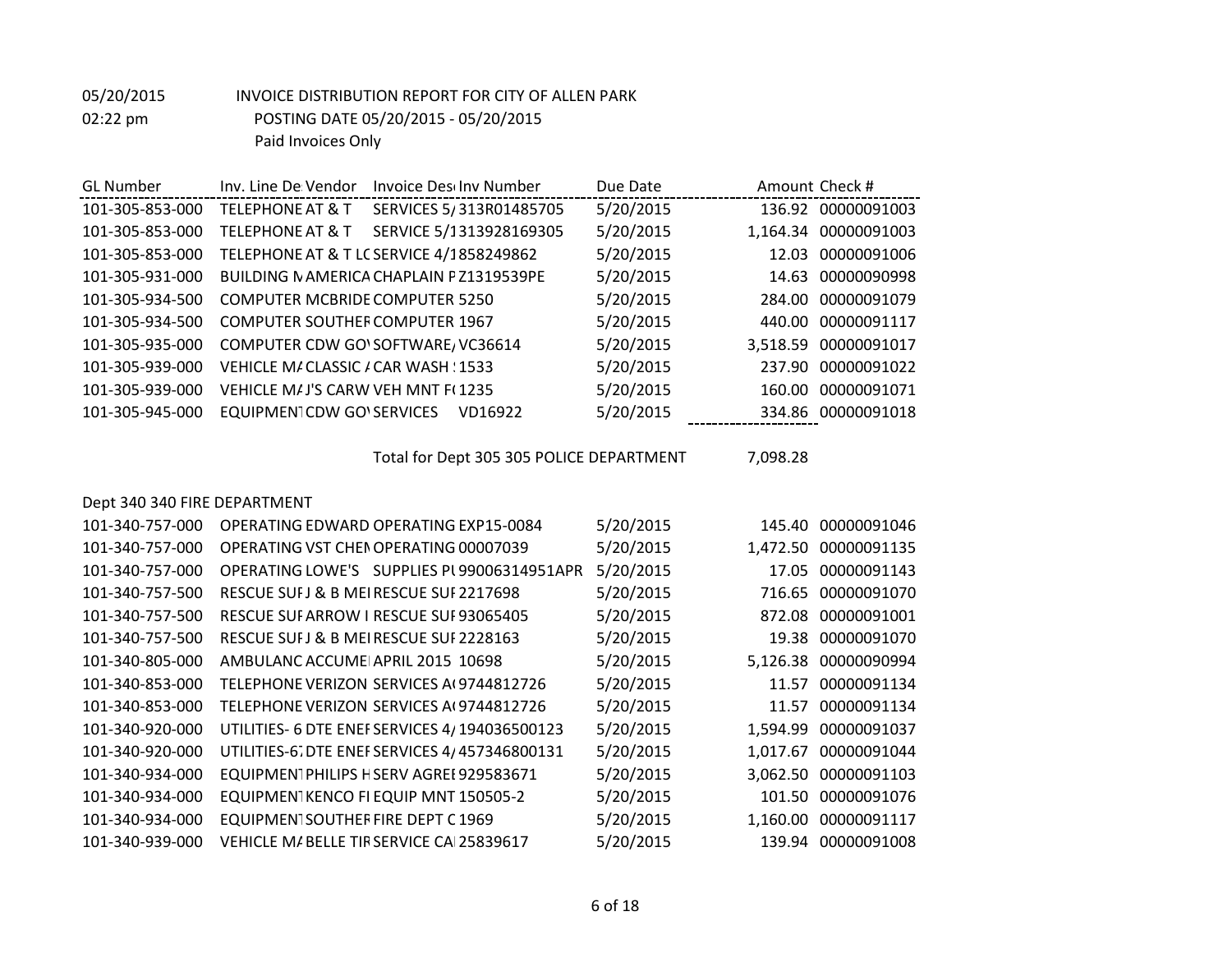05/20/2015 INVOICE DISTRIBUTION REPORT FOR CITY OF ALLEN PARK
02:22 pm POSTING DATE 05/20/2015 - 05/20/2015
Paid Invoices Only

| GL Number | Inv. Line De Vendor | Invoice Des Inv Number | Due Date | Amount | Check # |
|---|---|---|---|---|---|
| 101-305-853-000 | TELEPHONE AT & T | SERVICES 5/313R01485705 | 5/20/2015 | 136.92 | 00000091003 |
| 101-305-853-000 | TELEPHONE AT & T | SERVICE 5/1313928169305 | 5/20/2015 | 1,164.34 | 00000091003 |
| 101-305-853-000 | TELEPHONE AT & T LC | SERVICE 4/1858249862 | 5/20/2015 | 12.03 | 00000091006 |
| 101-305-931-000 | BUILDING M AMERICA | CHAPLAIN P Z1319539PE | 5/20/2015 | 14.63 | 00000090998 |
| 101-305-934-500 | COMPUTER MCBRIDE | COMPUTER 5250 | 5/20/2015 | 284.00 | 00000091079 |
| 101-305-934-500 | COMPUTER SOUTHEF | COMPUTER 1967 | 5/20/2015 | 440.00 | 00000091117 |
| 101-305-935-000 | COMPUTER CDW GOV | SOFTWARE/VC36614 | 5/20/2015 | 3,518.59 | 00000091017 |
| 101-305-939-000 | VEHICLE MA CLASSIC A | CAR WASH 1533 | 5/20/2015 | 237.90 | 00000091022 |
| 101-305-939-000 | VEHICLE MA J'S CARW | VEH MNT F(1235 | 5/20/2015 | 160.00 | 00000091071 |
| 101-305-945-000 | EQUIPMENT CDW GOV | SERVICES VD16922 | 5/20/2015 | 334.86 | 00000091018 |
| | | Total for Dept 305 305 POLICE DEPARTMENT | | 7,098.28 | |

Dept 340 340 FIRE DEPARTMENT

| GL Number | Inv. Line De Vendor | Invoice Des Inv Number | Due Date | Amount | Check # |
|---|---|---|---|---|---|
| 101-340-757-000 | OPERATING EDWARD | OPERATING EXP15-0084 | 5/20/2015 | 145.40 | 00000091046 |
| 101-340-757-000 | OPERATING VST CHEN | OPERATING 00007039 | 5/20/2015 | 1,472.50 | 00000091135 |
| 101-340-757-000 | OPERATING LOWE'S | SUPPLIES PU 99006314951APR | 5/20/2015 | 17.05 | 00000091143 |
| 101-340-757-500 | RESCUE SUF J & B MEI | RESCUE SUF 2217698 | 5/20/2015 | 716.65 | 00000091070 |
| 101-340-757-500 | RESCUE SUF ARROW I | RESCUE SUF 93065405 | 5/20/2015 | 872.08 | 00000091001 |
| 101-340-757-500 | RESCUE SUF J & B MEI | RESCUE SUF 2228163 | 5/20/2015 | 19.38 | 00000091070 |
| 101-340-805-000 | AMBULANC ACCUME | APRIL 2015 10698 | 5/20/2015 | 5,126.38 | 00000090994 |
| 101-340-853-000 | TELEPHONE VERIZON | SERVICES A(9744812726 | 5/20/2015 | 11.57 | 00000091134 |
| 101-340-853-000 | TELEPHONE VERIZON | SERVICES A(9744812726 | 5/20/2015 | 11.57 | 00000091134 |
| 101-340-920-000 | UTILITIES- 6 DTE ENEF | SERVICES 4/194036500123 | 5/20/2015 | 1,594.99 | 00000091037 |
| 101-340-920-000 | UTILITIES-67 DTE ENEF | SERVICES 4/457346800131 | 5/20/2015 | 1,017.67 | 00000091044 |
| 101-340-934-000 | EQUIPMENT PHILIPS H | SERV AGREE 929583671 | 5/20/2015 | 3,062.50 | 00000091103 |
| 101-340-934-000 | EQUIPMENT KENCO FI | EQUIP MNT 150505-2 | 5/20/2015 | 101.50 | 00000091076 |
| 101-340-934-000 | EQUIPMENT SOUTHEF | FIRE DEPT C 1969 | 5/20/2015 | 1,160.00 | 00000091117 |
| 101-340-939-000 | VEHICLE MA BELLE TIR | SERVICE CA 25839617 | 5/20/2015 | 139.94 | 00000091008 |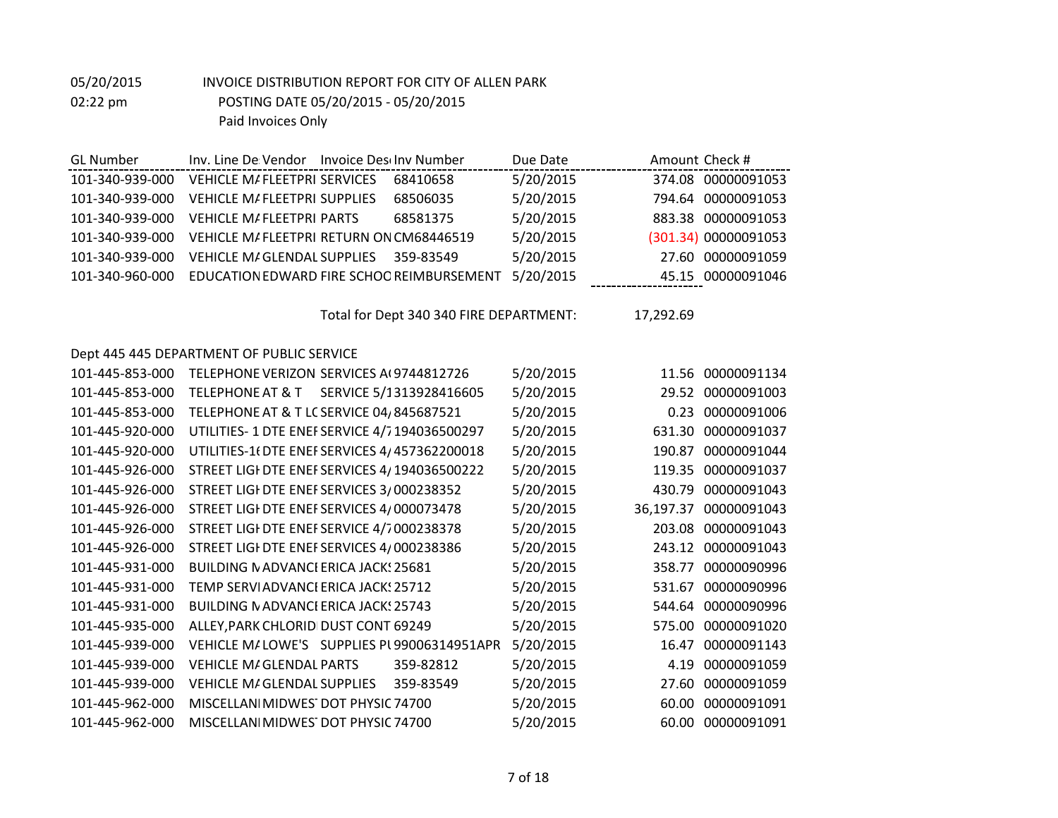05/20/2015 INVOICE DISTRIBUTION REPORT FOR CITY OF ALLEN PARK

02:22 pm POSTING DATE 05/20/2015 - 05/20/2015

Paid Invoices Only

| GL Number | Inv. Line De Vendor | Invoice Des Inv Number | Due Date | Amount | Check # |
|---|---|---|---|---|---|
| 101-340-939-000 | VEHICLE MA FLEETPRI SERVICES | 68410658 | 5/20/2015 | 374.08 | 00000091053 |
| 101-340-939-000 | VEHICLE MA FLEETPRI SUPPLIES | 68506035 | 5/20/2015 | 794.64 | 00000091053 |
| 101-340-939-000 | VEHICLE MA FLEETPRI PARTS | 68581375 | 5/20/2015 | 883.38 | 00000091053 |
| 101-340-939-000 | VEHICLE MA FLEETPRI RETURN ON | CM68446519 | 5/20/2015 | (301.34) | 00000091053 |
| 101-340-939-000 | VEHICLE MA GLENDAL SUPPLIES | 359-83549 | 5/20/2015 | 27.60 | 00000091059 |
| 101-340-960-000 | EDUCATION EDWARD FIRE SCHOO | REIMBURSEMENT | 5/20/2015 | 45.15 | 00000091046 |
| | | Total for Dept 340 340 FIRE DEPARTMENT: | | 17,292.69 | |
| Dept 445 445 DEPARTMENT OF PUBLIC SERVICE | | | | | |
| 101-445-853-000 | TELEPHONE VERIZON SERVICES A | 9744812726 | 5/20/2015 | 11.56 | 00000091134 |
| 101-445-853-000 | TELEPHONE AT & T SERVICE 5/1 | 313928416605 | 5/20/2015 | 29.52 | 00000091003 |
| 101-445-853-000 | TELEPHONE AT & T LC SERVICE 04/ | 845687521 | 5/20/2015 | 0.23 | 00000091006 |
| 101-445-920-000 | UTILITIES- 1 DTE ENEF SERVICE 4/7 | 194036500297 | 5/20/2015 | 631.30 | 00000091037 |
| 101-445-920-000 | UTILITIES-1( DTE ENEF SERVICES 4/ | 457362200018 | 5/20/2015 | 190.87 | 00000091044 |
| 101-445-926-000 | STREET LIGI DTE ENEF SERVICES 4/ | 194036500222 | 5/20/2015 | 119.35 | 00000091037 |
| 101-445-926-000 | STREET LIGI DTE ENEF SERVICES 3/ | 000238352 | 5/20/2015 | 430.79 | 00000091043 |
| 101-445-926-000 | STREET LIGI DTE ENEF SERVICES 4/ | 000073478 | 5/20/2015 | 36,197.37 | 00000091043 |
| 101-445-926-000 | STREET LIGI DTE ENEF SERVICE 4/7 | 000238378 | 5/20/2015 | 203.08 | 00000091043 |
| 101-445-926-000 | STREET LIGI DTE ENEF SERVICES 4/ | 000238386 | 5/20/2015 | 243.12 | 00000091043 |
| 101-445-931-000 | BUILDING M ADVANCI ERICA JACKS | 25681 | 5/20/2015 | 358.77 | 00000090996 |
| 101-445-931-000 | TEMP SERVI ADVANCI ERICA JACKS | 25712 | 5/20/2015 | 531.67 | 00000090996 |
| 101-445-931-000 | BUILDING M ADVANCI ERICA JACKS | 25743 | 5/20/2015 | 544.64 | 00000090996 |
| 101-445-935-000 | ALLEY,PARK CHLORID DUST CONT | 69249 | 5/20/2015 | 575.00 | 00000091020 |
| 101-445-939-000 | VEHICLE MA LOWE'S SUPPLIES PU | 99006314951APR | 5/20/2015 | 16.47 | 00000091143 |
| 101-445-939-000 | VEHICLE MA GLENDAL PARTS | 359-82812 | 5/20/2015 | 4.19 | 00000091059 |
| 101-445-939-000 | VEHICLE MA GLENDAL SUPPLIES | 359-83549 | 5/20/2015 | 27.60 | 00000091059 |
| 101-445-962-000 | MISCELLANI MIDWEST DOT PHYSIC | 74700 | 5/20/2015 | 60.00 | 00000091091 |
| 101-445-962-000 | MISCELLANI MIDWEST DOT PHYSIC | 74700 | 5/20/2015 | 60.00 | 00000091091 |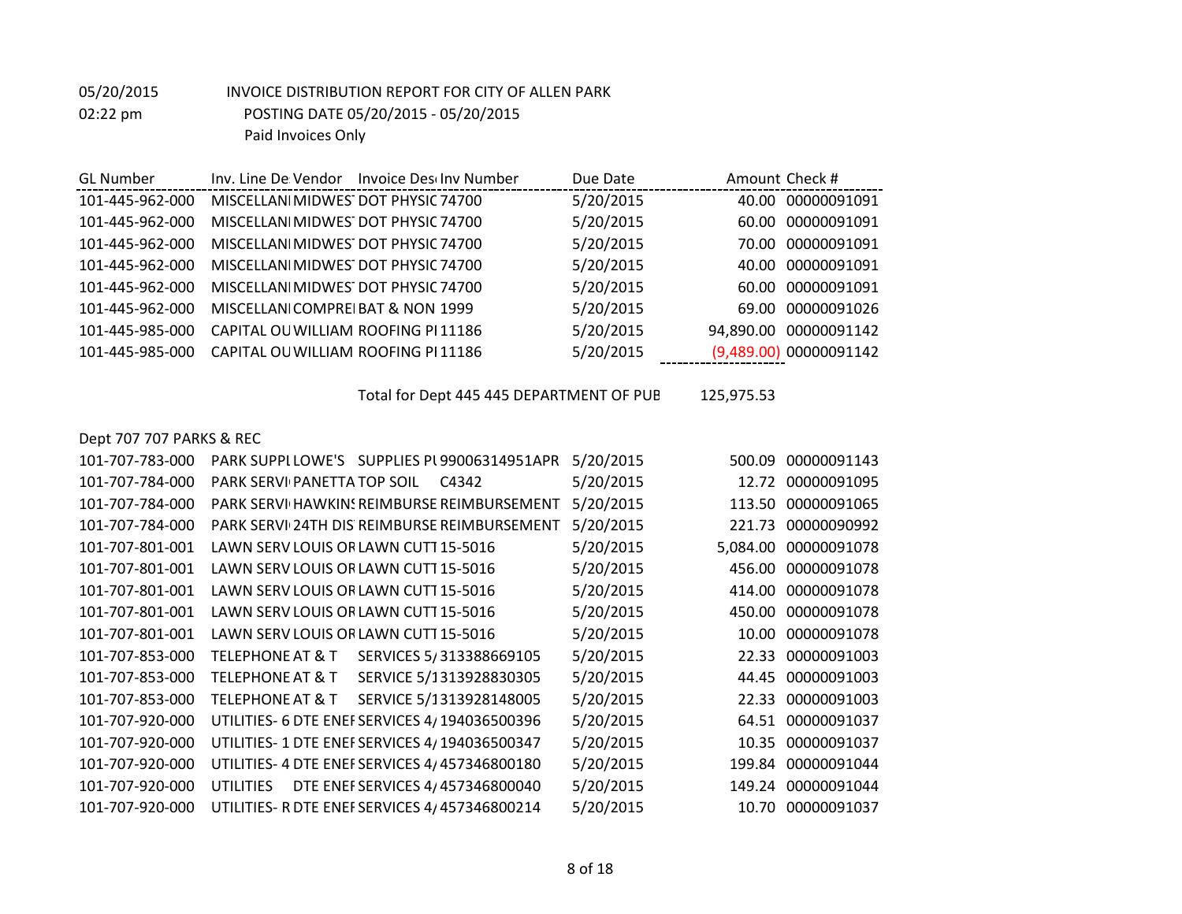05/20/2015 INVOICE DISTRIBUTION REPORT FOR CITY OF ALLEN PARK
02:22 pm POSTING DATE 05/20/2015 - 05/20/2015
Paid Invoices Only

| GL Number | Inv. Line De Vendor | Invoice Desc Inv Number | Due Date | Amount | Check # |
|---|---|---|---|---|---|
| 101-445-962-000 | MISCELLANI MIDWEST | DOT PHYSIC 74700 | 5/20/2015 | 40.00 | 00000091091 |
| 101-445-962-000 | MISCELLANI MIDWEST | DOT PHYSIC 74700 | 5/20/2015 | 60.00 | 00000091091 |
| 101-445-962-000 | MISCELLANI MIDWEST | DOT PHYSIC 74700 | 5/20/2015 | 70.00 | 00000091091 |
| 101-445-962-000 | MISCELLANI MIDWEST | DOT PHYSIC 74700 | 5/20/2015 | 40.00 | 00000091091 |
| 101-445-962-000 | MISCELLANI MIDWEST | DOT PHYSIC 74700 | 5/20/2015 | 60.00 | 00000091091 |
| 101-445-962-000 | MISCELLANI COMPREI | BAT & NON 1999 | 5/20/2015 | 69.00 | 00000091026 |
| 101-445-985-000 | CAPITAL OU WILLIAM | ROOFING PI 11186 | 5/20/2015 | 94,890.00 | 00000091142 |
| 101-445-985-000 | CAPITAL OU WILLIAM | ROOFING PI 11186 | 5/20/2015 | (9,489.00) | 00000091142 |
| | | Total for Dept 445 445 DEPARTMENT OF PUB | | 125,975.53 | |

Dept 707 707 PARKS & REC

| GL Number | Inv. Line De Vendor | Invoice Desc Inv Number | Due Date | Amount | Check # |
|---|---|---|---|---|---|
| 101-707-783-000 | PARK SUPPL LOWE'S | SUPPLIES PL 99006314951APR | 5/20/2015 | 500.09 | 00000091143 |
| 101-707-784-000 | PARK SERVI PANETTA | TOP SOIL C4342 | 5/20/2015 | 12.72 | 00000091095 |
| 101-707-784-000 | PARK SERVI HAWKINS | REIMBURSE REIMBURSEMENT | 5/20/2015 | 113.50 | 00000091065 |
| 101-707-784-000 | PARK SERVI 24TH DIS | REIMBURSE REIMBURSEMENT | 5/20/2015 | 221.73 | 00000090992 |
| 101-707-801-001 | LAWN SERV LOUIS OR | LAWN CUTT 15-5016 | 5/20/2015 | 5,084.00 | 00000091078 |
| 101-707-801-001 | LAWN SERV LOUIS OR | LAWN CUTT 15-5016 | 5/20/2015 | 456.00 | 00000091078 |
| 101-707-801-001 | LAWN SERV LOUIS OR | LAWN CUTT 15-5016 | 5/20/2015 | 414.00 | 00000091078 |
| 101-707-801-001 | LAWN SERV LOUIS OR | LAWN CUTT 15-5016 | 5/20/2015 | 450.00 | 00000091078 |
| 101-707-801-001 | LAWN SERV LOUIS OR | LAWN CUTT 15-5016 | 5/20/2015 | 10.00 | 00000091078 |
| 101-707-853-000 | TELEPHONE AT & T | SERVICES 5/313388669105 | 5/20/2015 | 22.33 | 00000091003 |
| 101-707-853-000 | TELEPHONE AT & T | SERVICE 5/1313928830305 | 5/20/2015 | 44.45 | 00000091003 |
| 101-707-853-000 | TELEPHONE AT & T | SERVICE 5/1313928148005 | 5/20/2015 | 22.33 | 00000091003 |
| 101-707-920-000 | UTILITIES- 6 DTE ENEI | SERVICES 4/194036500396 | 5/20/2015 | 64.51 | 00000091037 |
| 101-707-920-000 | UTILITIES- 1 DTE ENEI | SERVICES 4/194036500347 | 5/20/2015 | 10.35 | 00000091037 |
| 101-707-920-000 | UTILITIES- 4 DTE ENEI | SERVICES 4/457346800180 | 5/20/2015 | 199.84 | 00000091044 |
| 101-707-920-000 | UTILITIES DTE ENEI | SERVICES 4/457346800040 | 5/20/2015 | 149.24 | 00000091044 |
| 101-707-920-000 | UTILITIES- R DTE ENEI | SERVICES 4/457346800214 | 5/20/2015 | 10.70 | 00000091037 |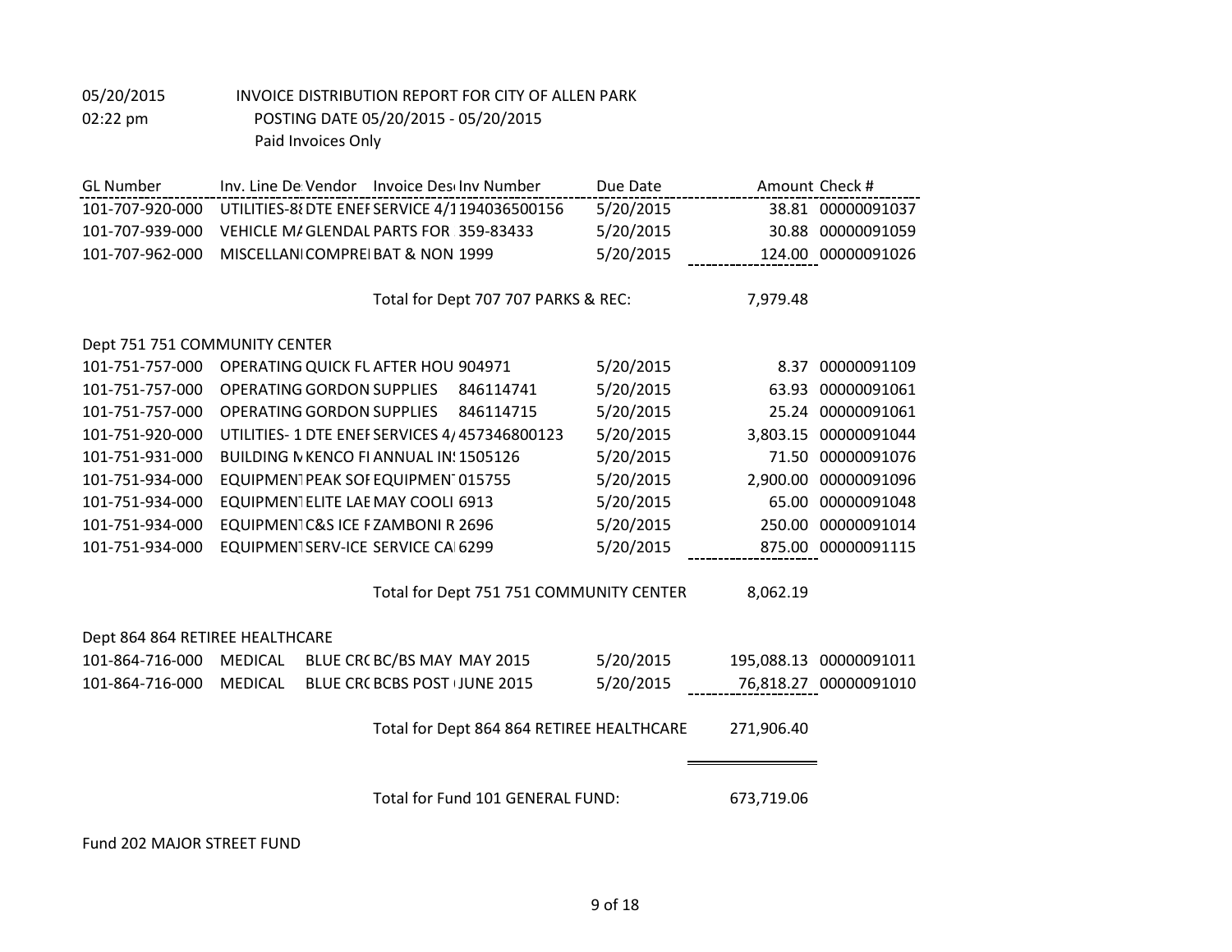05/20/2015 INVOICE DISTRIBUTION REPORT FOR CITY OF ALLEN PARK
02:22 pm POSTING DATE 05/20/2015 - 05/20/2015
Paid Invoices Only

| GL Number | Inv. Line De Vendor | Invoice Desc Inv Number | Due Date | Amount | Check # |
|---|---|---|---|---|---|
| 101-707-920-000 | UTILITIES-8 DTE ENEF | SERVICE 4/1 194036500156 | 5/20/2015 | 38.81 | 00000091037 |
| 101-707-939-000 | VEHICLE MA GLENDAL | PARTS FOR 359-83433 | 5/20/2015 | 30.88 | 00000091059 |
| 101-707-962-000 | MISCELLANI COMPREI | BAT & NON 1999 | 5/20/2015 | 124.00 | 00000091026 |
| | | Total for Dept 707 707 PARKS & REC: | | 7,979.48 | |
| Dept 751 751 COMMUNITY CENTER | | | | | |
| 101-751-757-000 | OPERATING QUICK FL | AFTER HOU 904971 | 5/20/2015 | 8.37 | 00000091109 |
| 101-751-757-000 | OPERATING GORDON | SUPPLIES 846114741 | 5/20/2015 | 63.93 | 00000091061 |
| 101-751-757-000 | OPERATING GORDON | SUPPLIES 846114715 | 5/20/2015 | 25.24 | 00000091061 |
| 101-751-920-000 | UTILITIES- 1 DTE ENEF | SERVICES 4/ 457346800123 | 5/20/2015 | 3,803.15 | 00000091044 |
| 101-751-931-000 | BUILDING M KENCO FI | ANNUAL IN: 1505126 | 5/20/2015 | 71.50 | 00000091076 |
| 101-751-934-000 | EQUIPMENT PEAK SOF | EQUIPMENT 015755 | 5/20/2015 | 2,900.00 | 00000091096 |
| 101-751-934-000 | EQUIPMENT ELITE LAE | MAY COOLI 6913 | 5/20/2015 | 65.00 | 00000091048 |
| 101-751-934-000 | EQUIPMENT C&S ICE F | ZAMBONI R 2696 | 5/20/2015 | 250.00 | 00000091014 |
| 101-751-934-000 | EQUIPMENT SERV-ICE | SERVICE CA 6299 | 5/20/2015 | 875.00 | 00000091115 |
| | | Total for Dept 751 751 COMMUNITY CENTER | | 8,062.19 | |
| Dept 864 864 RETIREE HEALTHCARE | | | | | |
| 101-864-716-000 | MEDICAL BLUE CRO | BC/BS MAY MAY 2015 | 5/20/2015 | 195,088.13 | 00000091011 |
| 101-864-716-000 | MEDICAL BLUE CRO | BCBS POST JUNE 2015 | 5/20/2015 | 76,818.27 | 00000091010 |
| | | Total for Dept 864 864 RETIREE HEALTHCARE | | 271,906.40 | |
| | | Total for Fund 101 GENERAL FUND: | | 673,719.06 | |

Fund 202 MAJOR STREET FUND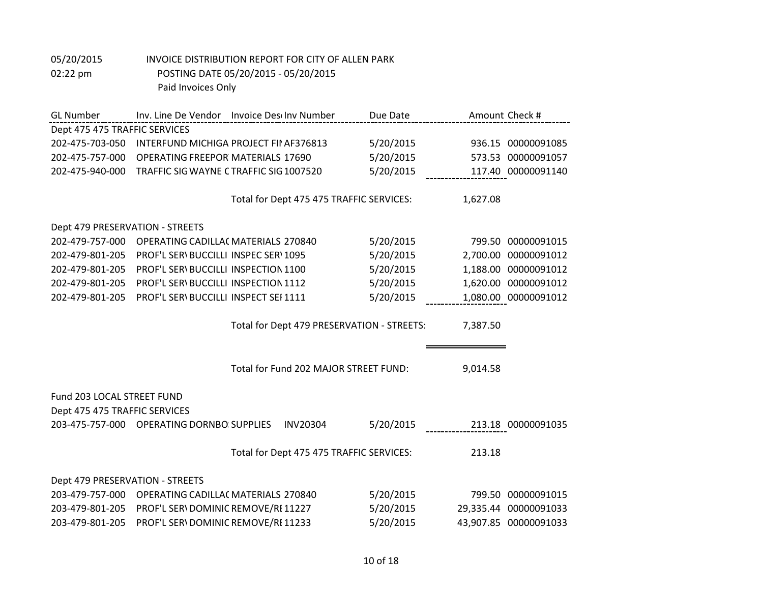05/20/2015 INVOICE DISTRIBUTION REPORT FOR CITY OF ALLEN PARK
02:22 pm POSTING DATE 05/20/2015 - 05/20/2015
Paid Invoices Only

| GL Number | Inv. Line De Vendor | Invoice Desc | Inv Number | Due Date | Amount | Check # |
|---|---|---|---|---|---|---|
| Dept 475 475 TRAFFIC SERVICES | | | | | | |
| 202-475-703-050 | INTERFUND MICHIGA | PROJECT FII | AF376813 | 5/20/2015 | 936.15 | 00000091085 |
| 202-475-757-000 | OPERATING FREEPOR | MATERIALS | 17690 | 5/20/2015 | 573.53 | 00000091057 |
| 202-475-940-000 | TRAFFIC SIG WAYNE C | TRAFFIC SIG | 1007520 | 5/20/2015 | 117.40 | 00000091140 |
| | | Total for Dept 475 475 TRAFFIC SERVICES: | | | 1,627.08 | |
| Dept 479 PRESERVATION - STREETS | | | | | | |
| 202-479-757-000 | OPERATING CADILLAC | MATERIALS | 270840 | 5/20/2015 | 799.50 | 00000091015 |
| 202-479-801-205 | PROF'L SERV BUCCILLI | INSPEC SERV | 1095 | 5/20/2015 | 2,700.00 | 00000091012 |
| 202-479-801-205 | PROF'L SERV BUCCILLI | INSPECTION | 1100 | 5/20/2015 | 1,188.00 | 00000091012 |
| 202-479-801-205 | PROF'L SERV BUCCILLI | INSPECTION | 1112 | 5/20/2015 | 1,620.00 | 00000091012 |
| 202-479-801-205 | PROF'L SERV BUCCILLI | INSPECT SEI | 1111 | 5/20/2015 | 1,080.00 | 00000091012 |
| | | Total for Dept 479 PRESERVATION - STREETS: | | | 7,387.50 | |
| | | Total for Fund 202 MAJOR STREET FUND: | | | 9,014.58 | |
| Fund 203 LOCAL STREET FUND | | | | | | |
| Dept 475 475 TRAFFIC SERVICES | | | | | | |
| 203-475-757-000 | OPERATING DORNBO | SUPPLIES | INV20304 | 5/20/2015 | 213.18 | 00000091035 |
| | | Total for Dept 475 475 TRAFFIC SERVICES: | | | 213.18 | |
| Dept 479 PRESERVATION - STREETS | | | | | | |
| 203-479-757-000 | OPERATING CADILLAC | MATERIALS | 270840 | 5/20/2015 | 799.50 | 00000091015 |
| 203-479-801-205 | PROF'L SERV DOMINIC | REMOVE/RI | 11227 | 5/20/2015 | 29,335.44 | 00000091033 |
| 203-479-801-205 | PROF'L SERV DOMINIC | REMOVE/RI | 11233 | 5/20/2015 | 43,907.85 | 00000091033 |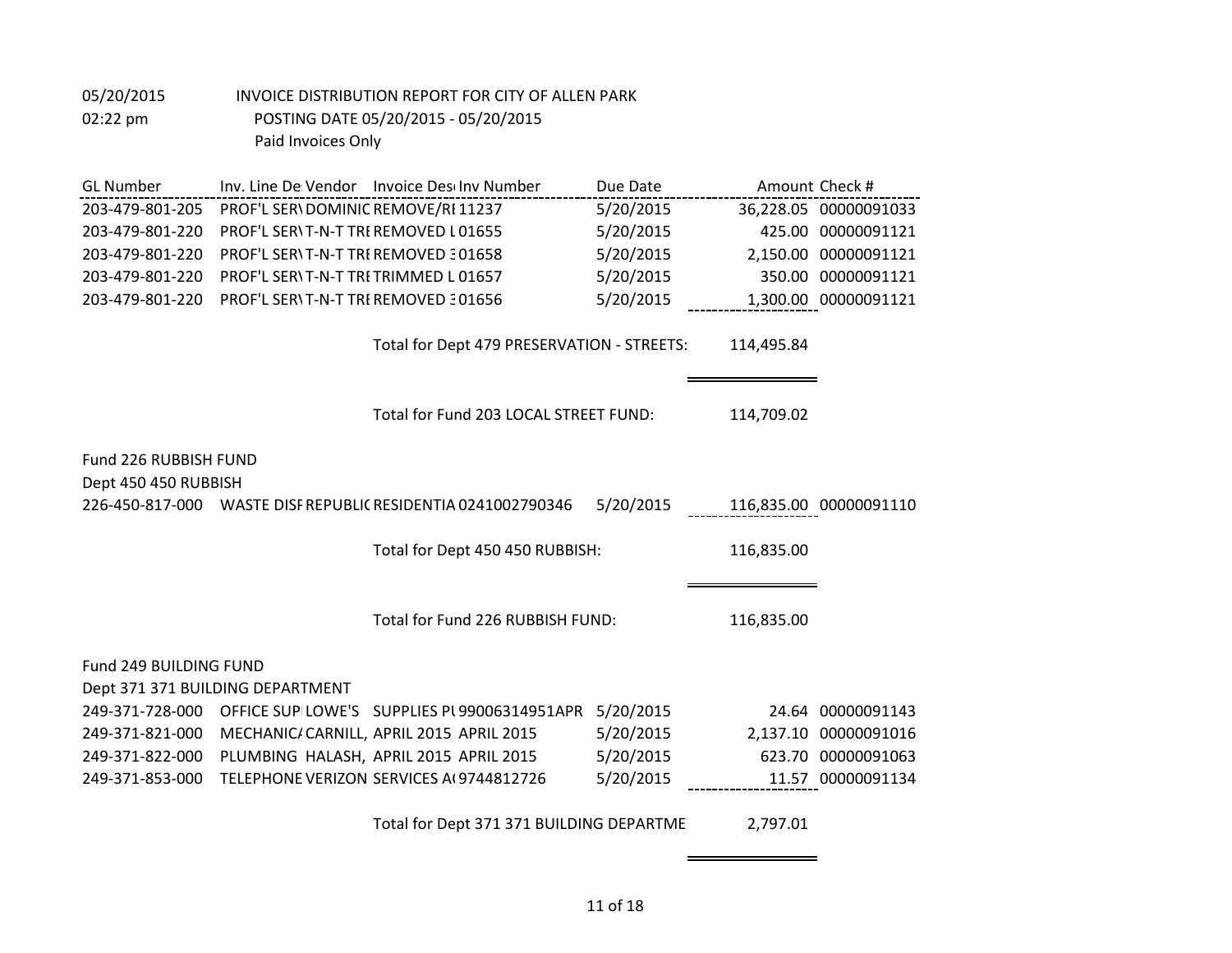05/20/2015 INVOICE DISTRIBUTION REPORT FOR CITY OF ALLEN PARK
02:22 pm POSTING DATE 05/20/2015 - 05/20/2015
Paid Invoices Only

| GL Number | Inv. Line De | Vendor | Invoice Desc | Inv Number | Due Date | Amount | Check # |
|---|---|---|---|---|---|---|---|
| 203-479-801-205 | PROF'L SER\ | DOMINIC | REMOVE/RI | 11237 | 5/20/2015 | 36,228.05 | 00000091033 |
| 203-479-801-220 | PROF'L SER\ | T-N-T TRI | REMOVED L | 01655 | 5/20/2015 | 425.00 | 00000091121 |
| 203-479-801-220 | PROF'L SER\ | T-N-T TRI | REMOVED 3 | 01658 | 5/20/2015 | 2,150.00 | 00000091121 |
| 203-479-801-220 | PROF'L SER\ | T-N-T TRI | TRIMMED L | 01657 | 5/20/2015 | 350.00 | 00000091121 |
| 203-479-801-220 | PROF'L SER\ | T-N-T TRI | REMOVED 3 | 01656 | 5/20/2015 | 1,300.00 | 00000091121 |

Total for Dept 479 PRESERVATION - STREETS: 114,495.84

Total for Fund 203 LOCAL STREET FUND: 114,709.02

Fund 226 RUBBISH FUND

Dept 450 450 RUBBISH

| GL Number | Inv. Line De | Vendor | Invoice Desc | Inv Number | Due Date | Amount | Check # |
|---|---|---|---|---|---|---|---|
| 226-450-817-000 | WASTE DISF | REPUBLIC | RESIDENTIA | 0241002790346 | 5/20/2015 | 116,835.00 | 00000091110 |

Total for Dept 450 450 RUBBISH: 116,835.00

Total for Fund 226 RUBBISH FUND: 116,835.00

Fund 249 BUILDING FUND

Dept 371 371 BUILDING DEPARTMENT

| GL Number | Inv. Line De | Vendor | Invoice Desc | Inv Number | Due Date | Amount | Check # |
|---|---|---|---|---|---|---|---|
| 249-371-728-000 | OFFICE SUP | LOWE'S | SUPPLIES PL | 99006314951APR | 5/20/2015 | 24.64 | 00000091143 |
| 249-371-821-000 | MECHANICA | CARNILL, | APRIL 2015 | APRIL 2015 | 5/20/2015 | 2,137.10 | 00000091016 |
| 249-371-822-000 | PLUMBING | HALASH, | APRIL 2015 | APRIL 2015 | 5/20/2015 | 623.70 | 00000091063 |
| 249-371-853-000 | TELEPHONE | VERIZON | SERVICES A( | 9744812726 | 5/20/2015 | 11.57 | 00000091134 |

Total for Dept 371 371 BUILDING DEPARTME 2,797.01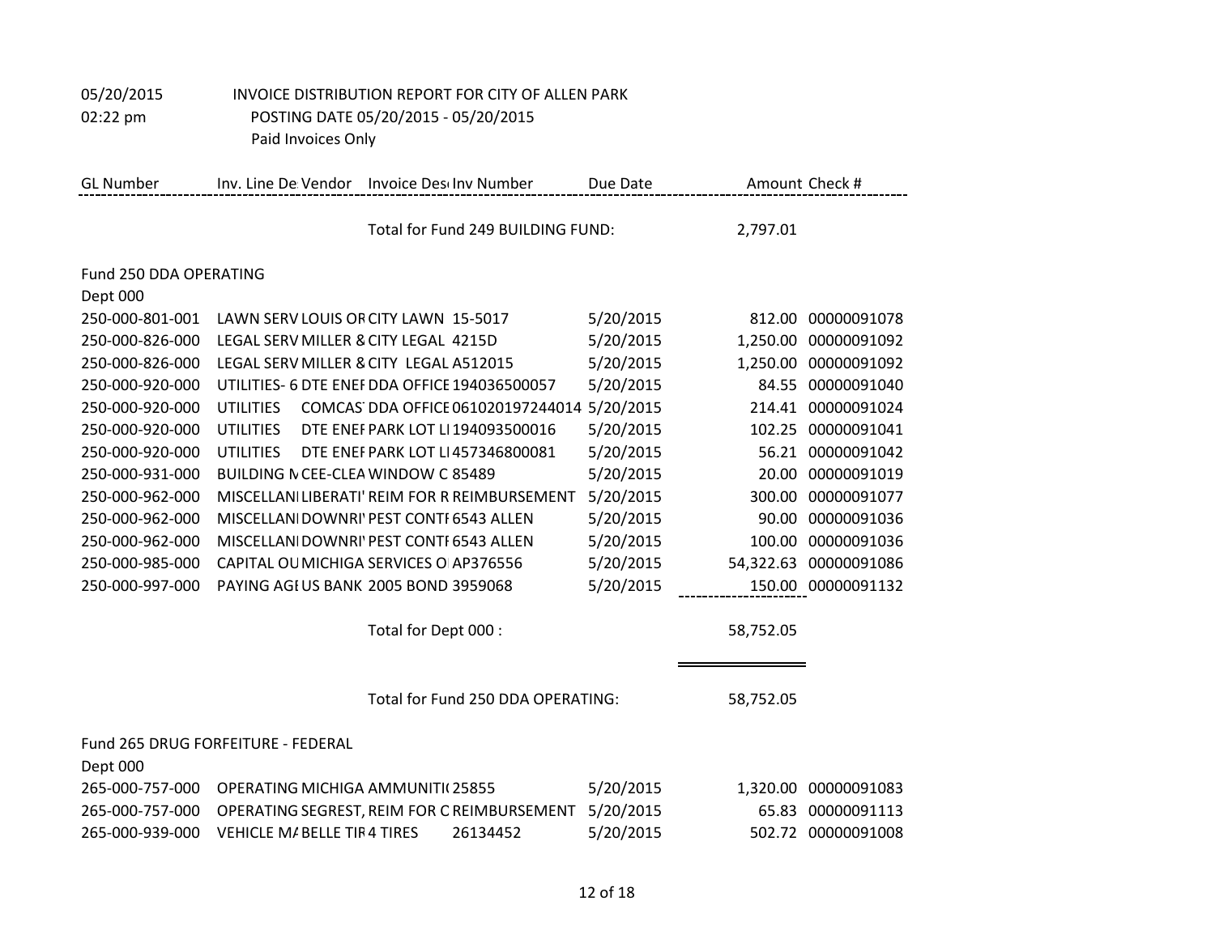05/20/2015 INVOICE DISTRIBUTION REPORT FOR CITY OF ALLEN PARK
02:22 pm POSTING DATE 05/20/2015 - 05/20/2015
Paid Invoices Only

| GL Number | Inv. Line De Vendor | Invoice Desc Inv Number | Due Date | Amount | Check # |
|---|---|---|---|---|---|
| | | Total for Fund 249 BUILDING FUND: | | 2,797.01 | |
| Fund 250 DDA OPERATING | | | | | |
| Dept 000 | | | | | |
| 250-000-801-001 | LAWN SERV LOUIS OR | CITY LAWN 15-5017 | 5/20/2015 | 812.00 | 00000091078 |
| 250-000-826-000 | LEGAL SERV MILLER & | CITY LEGAL 4215D | 5/20/2015 | 1,250.00 | 00000091092 |
| 250-000-826-000 | LEGAL SERV MILLER & | CITY LEGAL A512015 | 5/20/2015 | 1,250.00 | 00000091092 |
| 250-000-920-000 | UTILITIES- 6 DTE ENEI | DDA OFFICE 194036500057 | 5/20/2015 | 84.55 | 00000091040 |
| 250-000-920-000 | UTILITIES COMCAST | DDA OFFICE 061020197244014 | 5/20/2015 | 214.41 | 00000091024 |
| 250-000-920-000 | UTILITIES DTE ENEI | PARK LOT LI 194093500016 | 5/20/2015 | 102.25 | 00000091041 |
| 250-000-920-000 | UTILITIES DTE ENEI | PARK LOT LI 457346800081 | 5/20/2015 | 56.21 | 00000091042 |
| 250-000-931-000 | BUILDING M CEE-CLEA | WINDOW C 85489 | 5/20/2015 | 20.00 | 00000091019 |
| 250-000-962-000 | MISCELLANI LIBERATI | REIM FOR R REIMBURSEMENT | 5/20/2015 | 300.00 | 00000091077 |
| 250-000-962-000 | MISCELLANI DOWNRI | PEST CONTI 6543 ALLEN | 5/20/2015 | 90.00 | 00000091036 |
| 250-000-962-000 | MISCELLANI DOWNRI | PEST CONTI 6543 ALLEN | 5/20/2015 | 100.00 | 00000091036 |
| 250-000-985-000 | CAPITAL OU MICHIGA | SERVICES O AP376556 | 5/20/2015 | 54,322.63 | 00000091086 |
| 250-000-997-000 | PAYING AGI US BANK | 2005 BOND 3959068 | 5/20/2015 | 150.00 | 00000091132 |
| | | Total for Dept 000 : | | 58,752.05 | |
| | | Total for Fund 250 DDA OPERATING: | | 58,752.05 | |
| Fund 265 DRUG FORFEITURE - FEDERAL | | | | | |
| Dept 000 | | | | | |
| 265-000-757-000 | OPERATING MICHIGA | AMMUNITI( 25855 | 5/20/2015 | 1,320.00 | 00000091083 |
| 265-000-757-000 | OPERATING SEGREST, | REIM FOR C REIMBURSEMENT | 5/20/2015 | 65.83 | 00000091113 |
| 265-000-939-000 | VEHICLE M/ BELLE TIR | 4 TIRES 26134452 | 5/20/2015 | 502.72 | 00000091008 |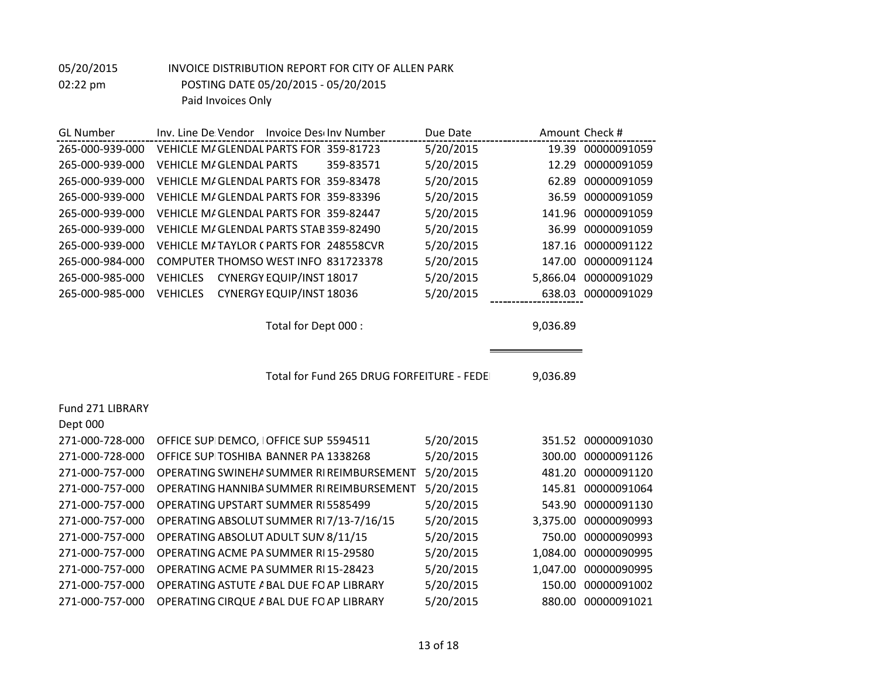05/20/2015 INVOICE DISTRIBUTION REPORT FOR CITY OF ALLEN PARK
02:22 pm POSTING DATE 05/20/2015 - 05/20/2015
Paid Invoices Only

| GL Number | Inv. Line De | Vendor | Invoice Desc | Inv Number | Due Date | Amount | Check # |
|---|---|---|---|---|---|---|---|
| 265-000-939-000 | VEHICLE MA | GLENDAL | PARTS FOR | 359-81723 | 5/20/2015 | 19.39 | 00000091059 |
| 265-000-939-000 | VEHICLE MA | GLENDAL | PARTS | 359-83571 | 5/20/2015 | 12.29 | 00000091059 |
| 265-000-939-000 | VEHICLE MA | GLENDAL | PARTS FOR | 359-83478 | 5/20/2015 | 62.89 | 00000091059 |
| 265-000-939-000 | VEHICLE MA | GLENDAL | PARTS FOR | 359-83396 | 5/20/2015 | 36.59 | 00000091059 |
| 265-000-939-000 | VEHICLE MA | GLENDAL | PARTS FOR | 359-82447 | 5/20/2015 | 141.96 | 00000091059 |
| 265-000-939-000 | VEHICLE MA | GLENDAL | PARTS STAB | 359-82490 | 5/20/2015 | 36.99 | 00000091059 |
| 265-000-939-000 | VEHICLE MA | TAYLOR ( | PARTS FOR | 248558CVR | 5/20/2015 | 187.16 | 00000091122 |
| 265-000-984-000 | COMPUTER | THOMSO | WEST INFO | 831723378 | 5/20/2015 | 147.00 | 00000091124 |
| 265-000-985-000 | VEHICLES | CYNERGY | EQUIP/INST | 18017 | 5/20/2015 | 5,866.04 | 00000091029 |
| 265-000-985-000 | VEHICLES | CYNERGY | EQUIP/INST | 18036 | 5/20/2015 | 638.03 | 00000091029 |
| | | | Total for Dept 000 : | | | 9,036.89 | |
| | | | Total for Fund 265 DRUG FORFEITURE - FEDE | | | 9,036.89 | |

Fund 271 LIBRARY
Dept 000

| GL Number | Inv. Line De | Vendor | Invoice Desc | Inv Number | Due Date | Amount | Check # |
|---|---|---|---|---|---|---|---|
| 271-000-728-000 | OFFICE SUP | DEMCO, I | OFFICE SUP | 5594511 | 5/20/2015 | 351.52 | 00000091030 |
| 271-000-728-000 | OFFICE SUP | TOSHIBA | BANNER PA | 1338268 | 5/20/2015 | 300.00 | 00000091126 |
| 271-000-757-000 | OPERATING | SWINEHA | SUMMER RI | REIMBURSEMENT | 5/20/2015 | 481.20 | 00000091120 |
| 271-000-757-000 | OPERATING | HANNIBA | SUMMER RI | REIMBURSEMENT | 5/20/2015 | 145.81 | 00000091064 |
| 271-000-757-000 | OPERATING | UPSTART | SUMMER RI | 5585499 | 5/20/2015 | 543.90 | 00000091130 |
| 271-000-757-000 | OPERATING | ABSOLUT | SUMMER RI | 7/13-7/16/15 | 5/20/2015 | 3,375.00 | 00000090993 |
| 271-000-757-000 | OPERATING | ABSOLUT | ADULT SUM | 8/11/15 | 5/20/2015 | 750.00 | 00000090993 |
| 271-000-757-000 | OPERATING | ACME PA | SUMMER RI | 15-29580 | 5/20/2015 | 1,084.00 | 00000090995 |
| 271-000-757-000 | OPERATING | ACME PA | SUMMER RI | 15-28423 | 5/20/2015 | 1,047.00 | 00000090995 |
| 271-000-757-000 | OPERATING | ASTUTE A | BAL DUE FO | AP LIBRARY | 5/20/2015 | 150.00 | 00000091002 |
| 271-000-757-000 | OPERATING | CIRQUE A | BAL DUE FO | AP LIBRARY | 5/20/2015 | 880.00 | 00000091021 |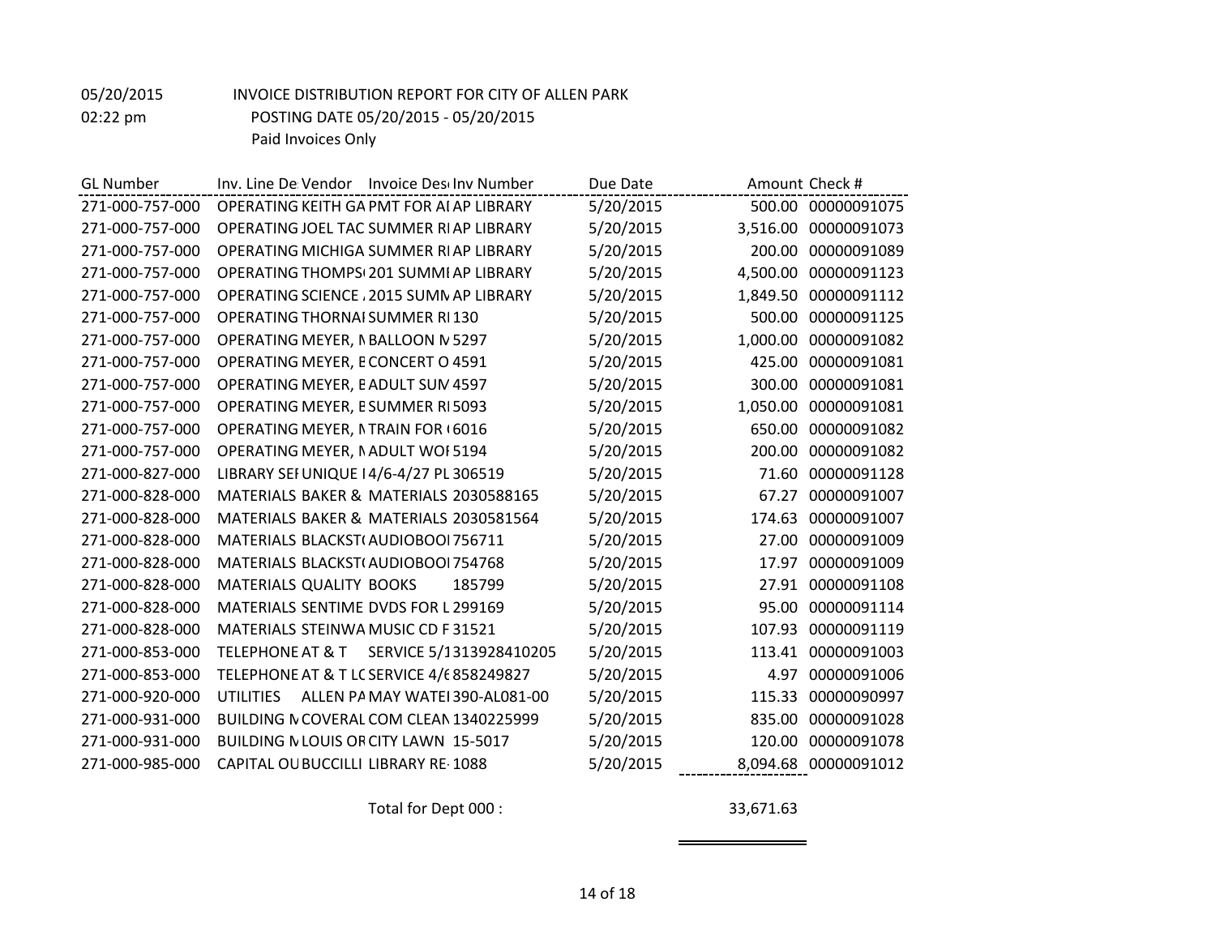05/20/2015 INVOICE DISTRIBUTION REPORT FOR CITY OF ALLEN PARK

02:22 pm POSTING DATE 05/20/2015 - 05/20/2015

Paid Invoices Only

| GL Number | Inv. Line De | Vendor | Invoice Des | Inv Number | Due Date | Amount | Check # |
|---|---|---|---|---|---|---|---|
| 271-000-757-000 | OPERATING | KEITH GA | PMT FOR AI | AP LIBRARY | 5/20/2015 | 500.00 | 00000091075 |
| 271-000-757-000 | OPERATING | JOEL TAC | SUMMER RI | AP LIBRARY | 5/20/2015 | 3,516.00 | 00000091073 |
| 271-000-757-000 | OPERATING | MICHIGA | SUMMER RI | AP LIBRARY | 5/20/2015 | 200.00 | 00000091089 |
| 271-000-757-000 | OPERATING | THOMPS | 201 SUMMI | AP LIBRARY | 5/20/2015 | 4,500.00 | 00000091123 |
| 271-000-757-000 | OPERATING | SCIENCE , | 2015 SUMN | AP LIBRARY | 5/20/2015 | 1,849.50 | 00000091112 |
| 271-000-757-000 | OPERATING | THORNAI | SUMMER RI | 130 | 5/20/2015 | 500.00 | 00000091125 |
| 271-000-757-000 | OPERATING | MEYER, N | BALLOON N | 5297 | 5/20/2015 | 1,000.00 | 00000091082 |
| 271-000-757-000 | OPERATING | MEYER, E | CONCERT O | 4591 | 5/20/2015 | 425.00 | 00000091081 |
| 271-000-757-000 | OPERATING | MEYER, E | ADULT SUN | 4597 | 5/20/2015 | 300.00 | 00000091081 |
| 271-000-757-000 | OPERATING | MEYER, E | SUMMER RI | 5093 | 5/20/2015 | 1,050.00 | 00000091081 |
| 271-000-757-000 | OPERATING | MEYER, N | TRAIN FOR ( | 6016 | 5/20/2015 | 650.00 | 00000091082 |
| 271-000-757-000 | OPERATING | MEYER, N | ADULT WOI | 5194 | 5/20/2015 | 200.00 | 00000091082 |
| 271-000-827-000 | LIBRARY SEI | UNIQUE I | 4/6-4/27 PL | 306519 | 5/20/2015 | 71.60 | 00000091128 |
| 271-000-828-000 | MATERIALS | BAKER & | MATERIALS | 2030588165 | 5/20/2015 | 67.27 | 00000091007 |
| 271-000-828-000 | MATERIALS | BAKER & | MATERIALS | 2030581564 | 5/20/2015 | 174.63 | 00000091007 |
| 271-000-828-000 | MATERIALS | BLACKST( | AUDIOBOOI | 756711 | 5/20/2015 | 27.00 | 00000091009 |
| 271-000-828-000 | MATERIALS | BLACKST( | AUDIOBOOI | 754768 | 5/20/2015 | 17.97 | 00000091009 |
| 271-000-828-000 | MATERIALS | QUALITY | BOOKS | 185799 | 5/20/2015 | 27.91 | 00000091108 |
| 271-000-828-000 | MATERIALS | SENTIME | DVDS FOR L | 299169 | 5/20/2015 | 95.00 | 00000091114 |
| 271-000-828-000 | MATERIALS | STEINWA | MUSIC CD F | 31521 | 5/20/2015 | 107.93 | 00000091119 |
| 271-000-853-000 | TELEPHONE | AT & T | SERVICE 5/1 | 313928410205 | 5/20/2015 | 113.41 | 00000091003 |
| 271-000-853-000 | TELEPHONE | AT & T LC | SERVICE 4/6 | 858249827 | 5/20/2015 | 4.97 | 00000091006 |
| 271-000-920-000 | UTILITIES | ALLEN PA | MAY WATEI | 390-AL081-00 | 5/20/2015 | 115.33 | 00000090997 |
| 271-000-931-000 | BUILDING N | COVERAL | COM CLEAN | 1340225999 | 5/20/2015 | 835.00 | 00000091028 |
| 271-000-931-000 | BUILDING N | LOUIS OR | CITY LAWN | 15-5017 | 5/20/2015 | 120.00 | 00000091078 |
| 271-000-985-000 | CAPITAL OU | BUCCILLI | LIBRARY RE | 1088 | 5/20/2015 | 8,094.68 | 00000091012 |

Total for Dept 000 : 33,671.63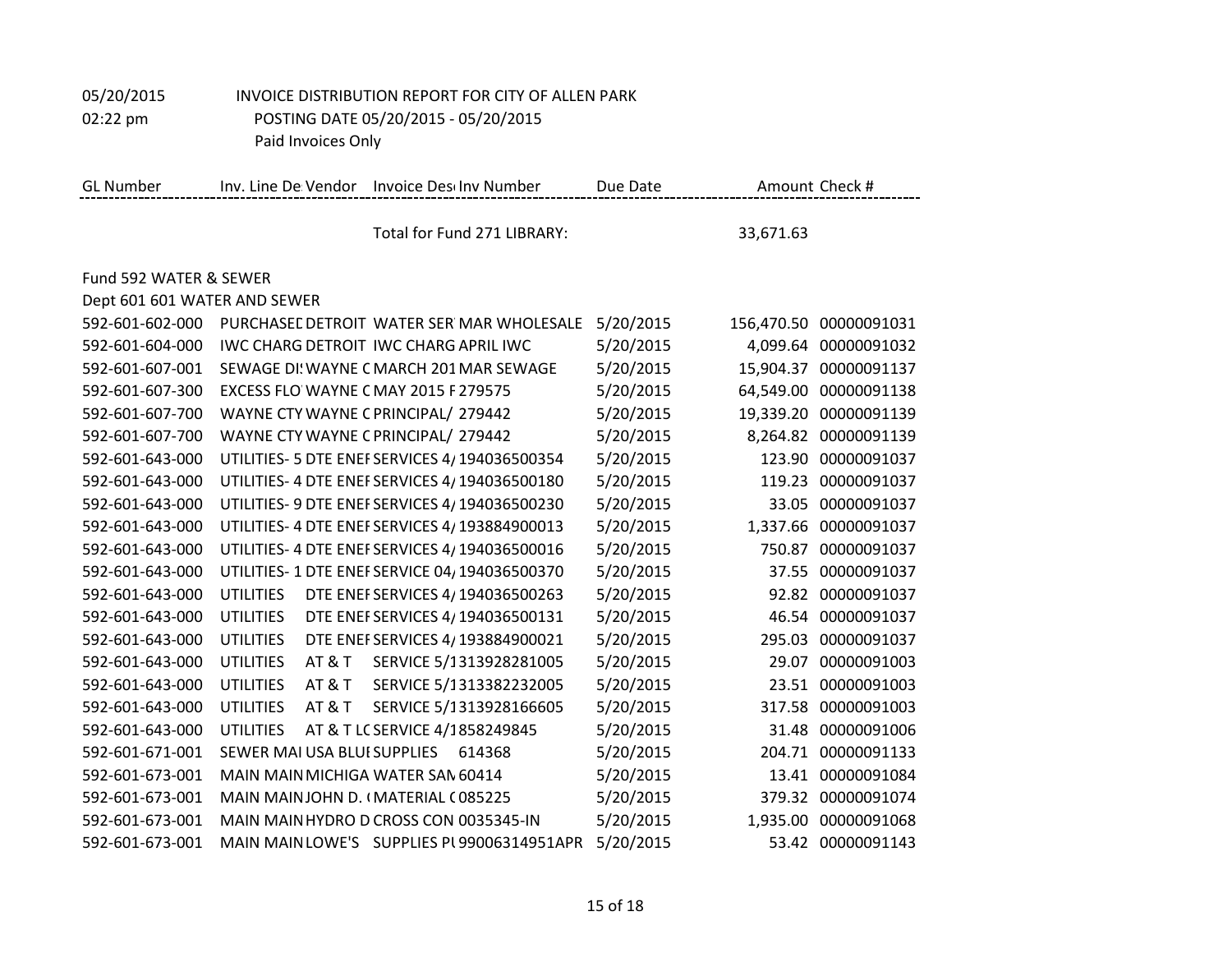05/20/2015 INVOICE DISTRIBUTION REPORT FOR CITY OF ALLEN PARK
02:22 pm POSTING DATE 05/20/2015 - 05/20/2015
Paid Invoices Only

| GL Number | Inv. Line De | Vendor | Invoice Desc | Inv Number | Due Date | Amount | Check # |
|---|---|---|---|---|---|---|---|
| | | | Total for Fund 271 LIBRARY: | | | 33,671.63 | |
| Fund 592 WATER & SEWER | | | | | | | |
| Dept 601 601 WATER AND SEWER | | | | | | | |
| 592-601-602-000 | PURCHASED | DETROIT | WATER SER | MAR WHOLESALE | 5/20/2015 | 156,470.50 | 00000091031 |
| 592-601-604-000 | IWC CHARG | DETROIT | IWC CHARG | APRIL IWC | 5/20/2015 | 4,099.64 | 00000091032 |
| 592-601-607-001 | SEWAGE DI! | WAYNE C | MARCH 201 | MAR SEWAGE | 5/20/2015 | 15,904.37 | 00000091137 |
| 592-601-607-300 | EXCESS FLO | WAYNE C | MAY 2015 F | 279575 | 5/20/2015 | 64,549.00 | 00000091138 |
| 592-601-607-700 | WAYNE CTY | WAYNE C | PRINCIPAL/ | 279442 | 5/20/2015 | 19,339.20 | 00000091139 |
| 592-601-607-700 | WAYNE CTY | WAYNE C | PRINCIPAL/ | 279442 | 5/20/2015 | 8,264.82 | 00000091139 |
| 592-601-643-000 | UTILITIES- 5 | DTE ENEI | SERVICES 4/ | 194036500354 | 5/20/2015 | 123.90 | 00000091037 |
| 592-601-643-000 | UTILITIES- 4 | DTE ENEI | SERVICES 4/ | 194036500180 | 5/20/2015 | 119.23 | 00000091037 |
| 592-601-643-000 | UTILITIES- 9 | DTE ENEI | SERVICES 4/ | 194036500230 | 5/20/2015 | 33.05 | 00000091037 |
| 592-601-643-000 | UTILITIES- 4 | DTE ENEI | SERVICES 4/ | 193884900013 | 5/20/2015 | 1,337.66 | 00000091037 |
| 592-601-643-000 | UTILITIES- 4 | DTE ENEI | SERVICES 4/ | 194036500016 | 5/20/2015 | 750.87 | 00000091037 |
| 592-601-643-000 | UTILITIES- 1 | DTE ENEI | SERVICE 04/ | 194036500370 | 5/20/2015 | 37.55 | 00000091037 |
| 592-601-643-000 | UTILITIES | DTE ENEI | SERVICES 4/ | 194036500263 | 5/20/2015 | 92.82 | 00000091037 |
| 592-601-643-000 | UTILITIES | DTE ENEI | SERVICES 4/ | 194036500131 | 5/20/2015 | 46.54 | 00000091037 |
| 592-601-643-000 | UTILITIES | DTE ENEI | SERVICES 4/ | 193884900021 | 5/20/2015 | 295.03 | 00000091037 |
| 592-601-643-000 | UTILITIES | AT & T | SERVICE 5/1 | 313928281005 | 5/20/2015 | 29.07 | 00000091003 |
| 592-601-643-000 | UTILITIES | AT & T | SERVICE 5/1 | 313382232005 | 5/20/2015 | 23.51 | 00000091003 |
| 592-601-643-000 | UTILITIES | AT & T | SERVICE 5/1 | 313928166605 | 5/20/2015 | 317.58 | 00000091003 |
| 592-601-643-000 | UTILITIES | AT & T LC | SERVICE 4/1 | 858249845 | 5/20/2015 | 31.48 | 00000091006 |
| 592-601-671-001 | SEWER MAI | USA BLUI | SUPPLIES | 614368 | 5/20/2015 | 204.71 | 00000091133 |
| 592-601-673-001 | MAIN MAIN | MICHIGA | WATER SAN | 60414 | 5/20/2015 | 13.41 | 00000091084 |
| 592-601-673-001 | MAIN MAIN | JOHN D. ( | MATERIAL ( | 085225 | 5/20/2015 | 379.32 | 00000091074 |
| 592-601-673-001 | MAIN MAIN | HYDRO D | CROSS CON | 0035345-IN | 5/20/2015 | 1,935.00 | 00000091068 |
| 592-601-673-001 | MAIN MAIN | LOWE'S | SUPPLIES PI | 99006314951APR | 5/20/2015 | 53.42 | 00000091143 |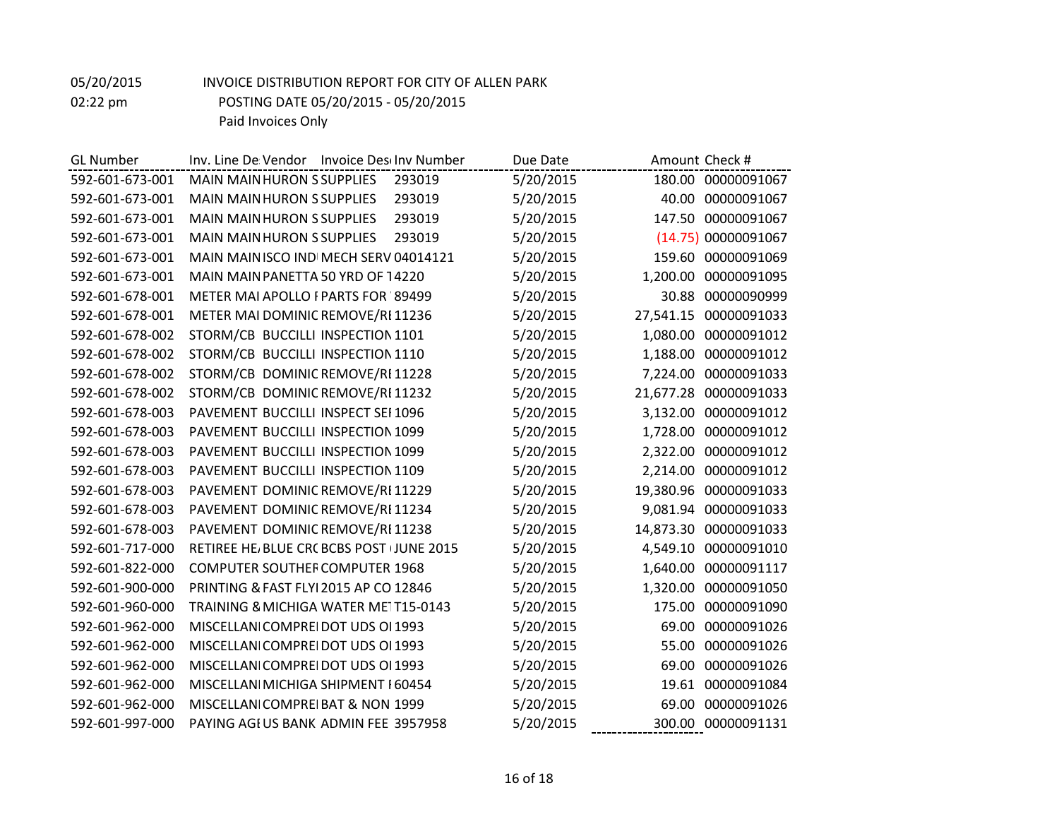05/20/2015 INVOICE DISTRIBUTION REPORT FOR CITY OF ALLEN PARK

02:22 pm POSTING DATE 05/20/2015 - 05/20/2015

Paid Invoices Only

| GL Number | Inv. Line De | Vendor | Invoice Des | Inv Number | Due Date | Amount | Check # |
|---|---|---|---|---|---|---|---|
| 592-601-673-001 | MAIN MAIN | HURON S | SUPPLIES | 293019 | 5/20/2015 | 180.00 | 00000091067 |
| 592-601-673-001 | MAIN MAIN | HURON S | SUPPLIES | 293019 | 5/20/2015 | 40.00 | 00000091067 |
| 592-601-673-001 | MAIN MAIN | HURON S | SUPPLIES | 293019 | 5/20/2015 | 147.50 | 00000091067 |
| 592-601-673-001 | MAIN MAIN | HURON S | SUPPLIES | 293019 | 5/20/2015 | (14.75) | 00000091067 |
| 592-601-673-001 | MAIN MAIN | ISCO IND | MECH SERV | 04014121 | 5/20/2015 | 159.60 | 00000091069 |
| 592-601-673-001 | MAIN MAIN | PANETTA | 50 YRD OF 1 | 4220 | 5/20/2015 | 1,200.00 | 00000091095 |
| 592-601-678-001 | METER MAI | APOLLO F | PARTS FOR | 89499 | 5/20/2015 | 30.88 | 00000090999 |
| 592-601-678-001 | METER MAI | DOMINIC | REMOVE/RE | 11236 | 5/20/2015 | 27,541.15 | 00000091033 |
| 592-601-678-002 | STORM/CB | BUCCILLI | INSPECTION | 1101 | 5/20/2015 | 1,080.00 | 00000091012 |
| 592-601-678-002 | STORM/CB | BUCCILLI | INSPECTION | 1110 | 5/20/2015 | 1,188.00 | 00000091012 |
| 592-601-678-002 | STORM/CB | DOMINIC | REMOVE/RE | 11228 | 5/20/2015 | 7,224.00 | 00000091033 |
| 592-601-678-002 | STORM/CB | DOMINIC | REMOVE/RE | 11232 | 5/20/2015 | 21,677.28 | 00000091033 |
| 592-601-678-003 | PAVEMENT | BUCCILLI | INSPECT SE | 1096 | 5/20/2015 | 3,132.00 | 00000091012 |
| 592-601-678-003 | PAVEMENT | BUCCILLI | INSPECTION | 1099 | 5/20/2015 | 1,728.00 | 00000091012 |
| 592-601-678-003 | PAVEMENT | BUCCILLI | INSPECTION | 1099 | 5/20/2015 | 2,322.00 | 00000091012 |
| 592-601-678-003 | PAVEMENT | BUCCILLI | INSPECTION | 1109 | 5/20/2015 | 2,214.00 | 00000091012 |
| 592-601-678-003 | PAVEMENT | DOMINIC | REMOVE/RE | 11229 | 5/20/2015 | 19,380.96 | 00000091033 |
| 592-601-678-003 | PAVEMENT | DOMINIC | REMOVE/RE | 11234 | 5/20/2015 | 9,081.94 | 00000091033 |
| 592-601-678-003 | PAVEMENT | DOMINIC | REMOVE/RE | 11238 | 5/20/2015 | 14,873.30 | 00000091033 |
| 592-601-717-000 | RETIREE HE | BLUE CRO | BCBS POST | JUNE 2015 | 5/20/2015 | 4,549.10 | 00000091010 |
| 592-601-822-000 | COMPUTER | SOUTHER | COMPUTER | 1968 | 5/20/2015 | 1,640.00 | 00000091117 |
| 592-601-900-000 | PRINTING & | FAST FLYI | 2015 AP CO | 12846 | 5/20/2015 | 1,320.00 | 00000091050 |
| 592-601-960-000 | TRAINING & | MICHIGA | WATER MET | T15-0143 | 5/20/2015 | 175.00 | 00000091090 |
| 592-601-962-000 | MISCELLANI | COMPREI | DOT UDS OI | 1993 | 5/20/2015 | 69.00 | 00000091026 |
| 592-601-962-000 | MISCELLANI | COMPREI | DOT UDS OI | 1993 | 5/20/2015 | 55.00 | 00000091026 |
| 592-601-962-000 | MISCELLANI | COMPREI | DOT UDS OI | 1993 | 5/20/2015 | 69.00 | 00000091026 |
| 592-601-962-000 | MISCELLANI | MICHIGA | SHIPMENT F | 60454 | 5/20/2015 | 19.61 | 00000091084 |
| 592-601-962-000 | MISCELLANI | COMPREI | BAT & NON | 1999 | 5/20/2015 | 69.00 | 00000091026 |
| 592-601-997-000 | PAYING AGI | US BANK | ADMIN FEE | 3957958 | 5/20/2015 | 300.00 | 00000091131 |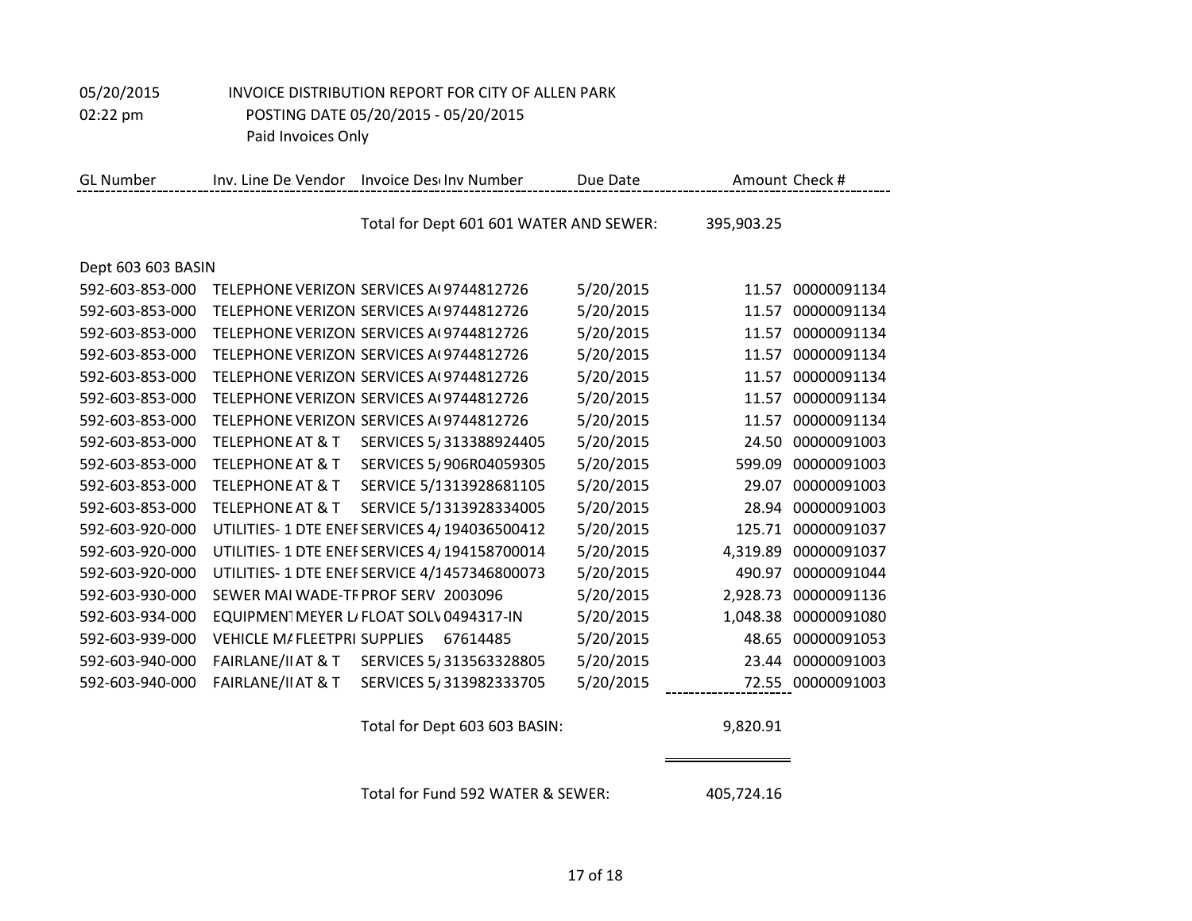05/20/2015 INVOICE DISTRIBUTION REPORT FOR CITY OF ALLEN PARK

02:22 pm POSTING DATE 05/20/2015 - 05/20/2015

Paid Invoices Only

| GL Number | Inv. Line De Vendor | Invoice Des Inv Number | Due Date | Amount | Check # |
|---|---|---|---|---|---|
| | | Total for Dept 601 601 WATER AND SEWER: | | 395,903.25 | |
| Dept 603 603 BASIN | | | | | |
| 592-603-853-000 | TELEPHONE VERIZON | SERVICES A( 9744812726 | 5/20/2015 | 11.57 | 00000091134 |
| 592-603-853-000 | TELEPHONE VERIZON | SERVICES A( 9744812726 | 5/20/2015 | 11.57 | 00000091134 |
| 592-603-853-000 | TELEPHONE VERIZON | SERVICES A( 9744812726 | 5/20/2015 | 11.57 | 00000091134 |
| 592-603-853-000 | TELEPHONE VERIZON | SERVICES A( 9744812726 | 5/20/2015 | 11.57 | 00000091134 |
| 592-603-853-000 | TELEPHONE VERIZON | SERVICES A( 9744812726 | 5/20/2015 | 11.57 | 00000091134 |
| 592-603-853-000 | TELEPHONE VERIZON | SERVICES A( 9744812726 | 5/20/2015 | 11.57 | 00000091134 |
| 592-603-853-000 | TELEPHONE VERIZON | SERVICES A( 9744812726 | 5/20/2015 | 11.57 | 00000091134 |
| 592-603-853-000 | TELEPHONE AT & T | SERVICES 5/ 313388924405 | 5/20/2015 | 24.50 | 00000091003 |
| 592-603-853-000 | TELEPHONE AT & T | SERVICES 5/ 906R04059305 | 5/20/2015 | 599.09 | 00000091003 |
| 592-603-853-000 | TELEPHONE AT & T | SERVICE 5/1 313928681105 | 5/20/2015 | 29.07 | 00000091003 |
| 592-603-853-000 | TELEPHONE AT & T | SERVICE 5/1 313928334005 | 5/20/2015 | 28.94 | 00000091003 |
| 592-603-920-000 | UTILITIES- 1 DTE ENEI | SERVICES 4/ 194036500412 | 5/20/2015 | 125.71 | 00000091037 |
| 592-603-920-000 | UTILITIES- 1 DTE ENEI | SERVICES 4/ 194158700014 | 5/20/2015 | 4,319.89 | 00000091037 |
| 592-603-920-000 | UTILITIES- 1 DTE ENEI | SERVICE 4/1 457346800073 | 5/20/2015 | 490.97 | 00000091044 |
| 592-603-930-000 | SEWER MAI WADE-TF | PROF SERV 2003096 | 5/20/2015 | 2,928.73 | 00000091136 |
| 592-603-934-000 | EQUIPMENT MEYER L/ | FLOAT SOLV 0494317-IN | 5/20/2015 | 1,048.38 | 00000091080 |
| 592-603-939-000 | VEHICLE M/ FLEETPRI | SUPPLIES 67614485 | 5/20/2015 | 48.65 | 00000091053 |
| 592-603-940-000 | FAIRLANE/II AT & T | SERVICES 5/ 313563328805 | 5/20/2015 | 23.44 | 00000091003 |
| 592-603-940-000 | FAIRLANE/II AT & T | SERVICES 5/ 313982333705 | 5/20/2015 | 72.55 | 00000091003 |
| | | Total for Dept 603 603 BASIN: | | 9,820.91 | |
| | | Total for Fund 592 WATER & SEWER: | | 405,724.16 | |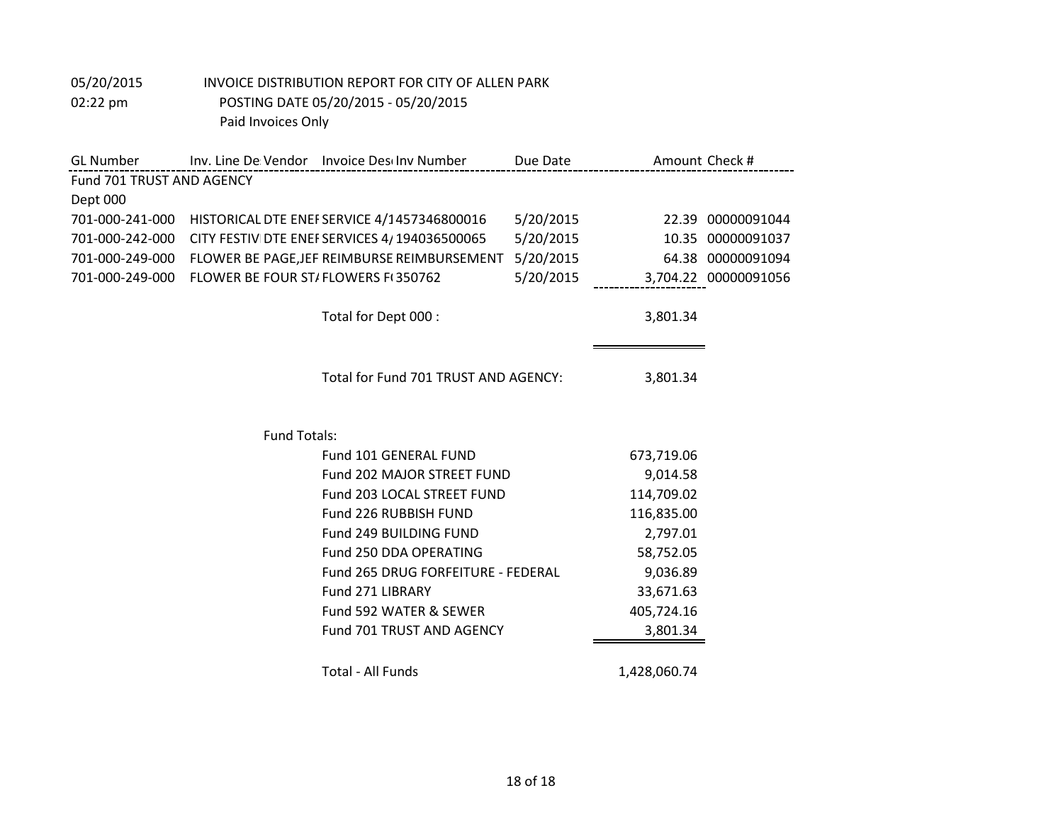05/20/2015 INVOICE DISTRIBUTION REPORT FOR CITY OF ALLEN PARK

02:22 pm POSTING DATE 05/20/2015 - 05/20/2015

Paid Invoices Only

| GL Number | Inv. Line De Vendor | Invoice Desc Inv Number | Due Date | Amount | Check # |
|---|---|---|---|---|---|
| Fund 701 TRUST AND AGENCY | | | | | |
| Dept 000 | | | | | |
| 701-000-241-000 | HISTORICAL DTE ENEF | SERVICE 4/1457346800016 | 5/20/2015 | 22.39 | 00000091044 |
| 701-000-242-000 | CITY FESTIV DTE ENEF | SERVICES 4/194036500065 | 5/20/2015 | 10.35 | 00000091037 |
| 701-000-249-000 | FLOWER BE PAGE,JEF | REIMBURSE REIMBURSEMENT | 5/20/2015 | 64.38 | 00000091094 |
| 701-000-249-000 | FLOWER BE FOUR ST/ | FLOWERS F(350762 | 5/20/2015 | 3,704.22 | 00000091056 |
| | | Total for Dept 000 : | | 3,801.34 | |
| | | Total for Fund 701 TRUST AND AGENCY: | | 3,801.34 | |

Fund Totals:

| | |
|---|---|
| Fund 101 GENERAL FUND | 673,719.06 |
| Fund 202 MAJOR STREET FUND | 9,014.58 |
| Fund 203 LOCAL STREET FUND | 114,709.02 |
| Fund 226 RUBBISH FUND | 116,835.00 |
| Fund 249 BUILDING FUND | 2,797.01 |
| Fund 250 DDA OPERATING | 58,752.05 |
| Fund 265 DRUG FORFEITURE - FEDERAL | 9,036.89 |
| Fund 271 LIBRARY | 33,671.63 |
| Fund 592 WATER & SEWER | 405,724.16 |
| Fund 701 TRUST AND AGENCY | 3,801.34 |
| Total - All Funds | 1,428,060.74 |